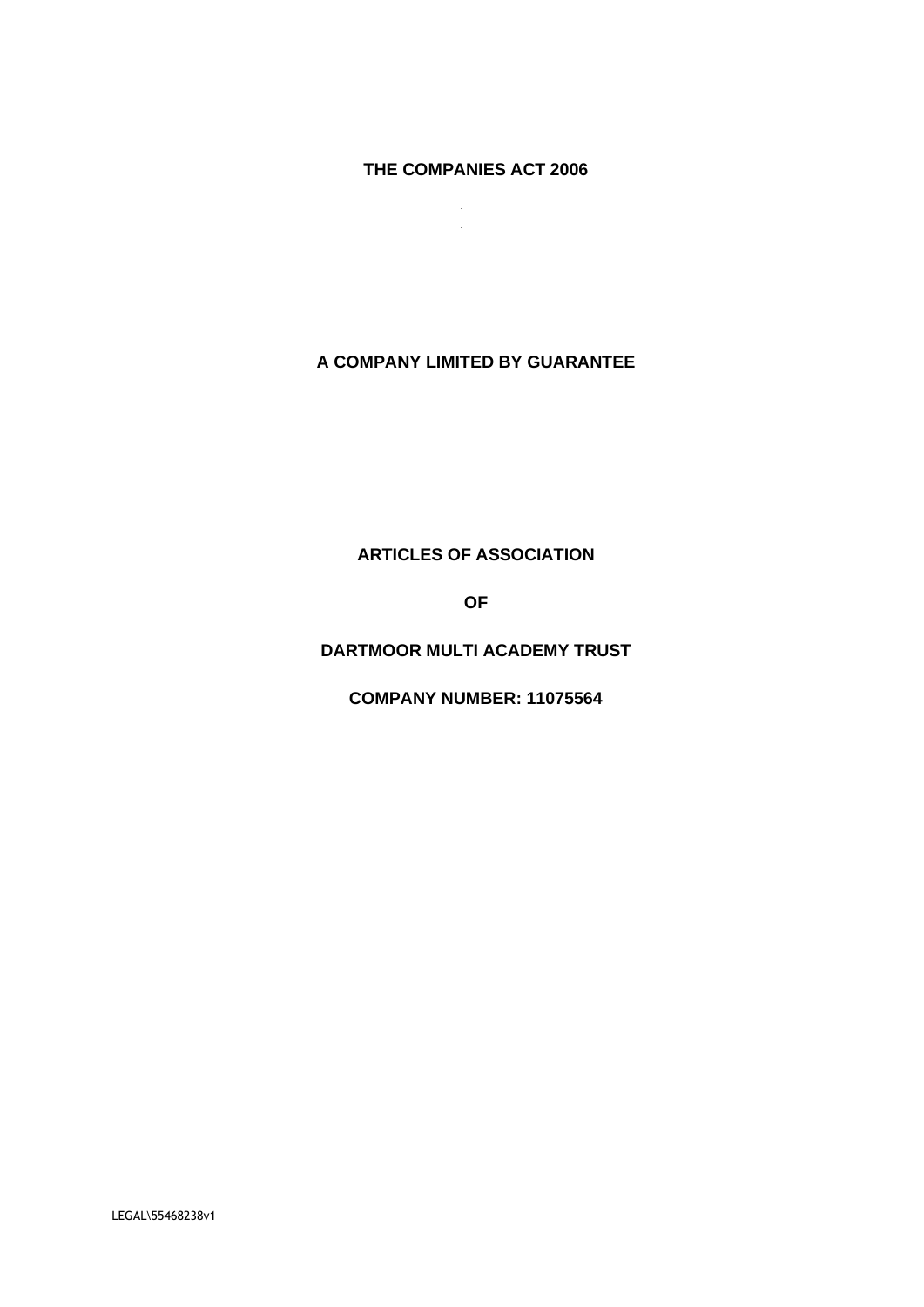**THE COMPANIES ACT 2006**

**A COMPANY LIMITED BY GUARANTEE**

**ARTICLES OF ASSOCIATION**

**OF**

**DARTMOOR MULTI ACADEMY TRUST**

**COMPANY NUMBER: 11075564**

LEGAL\55468238v1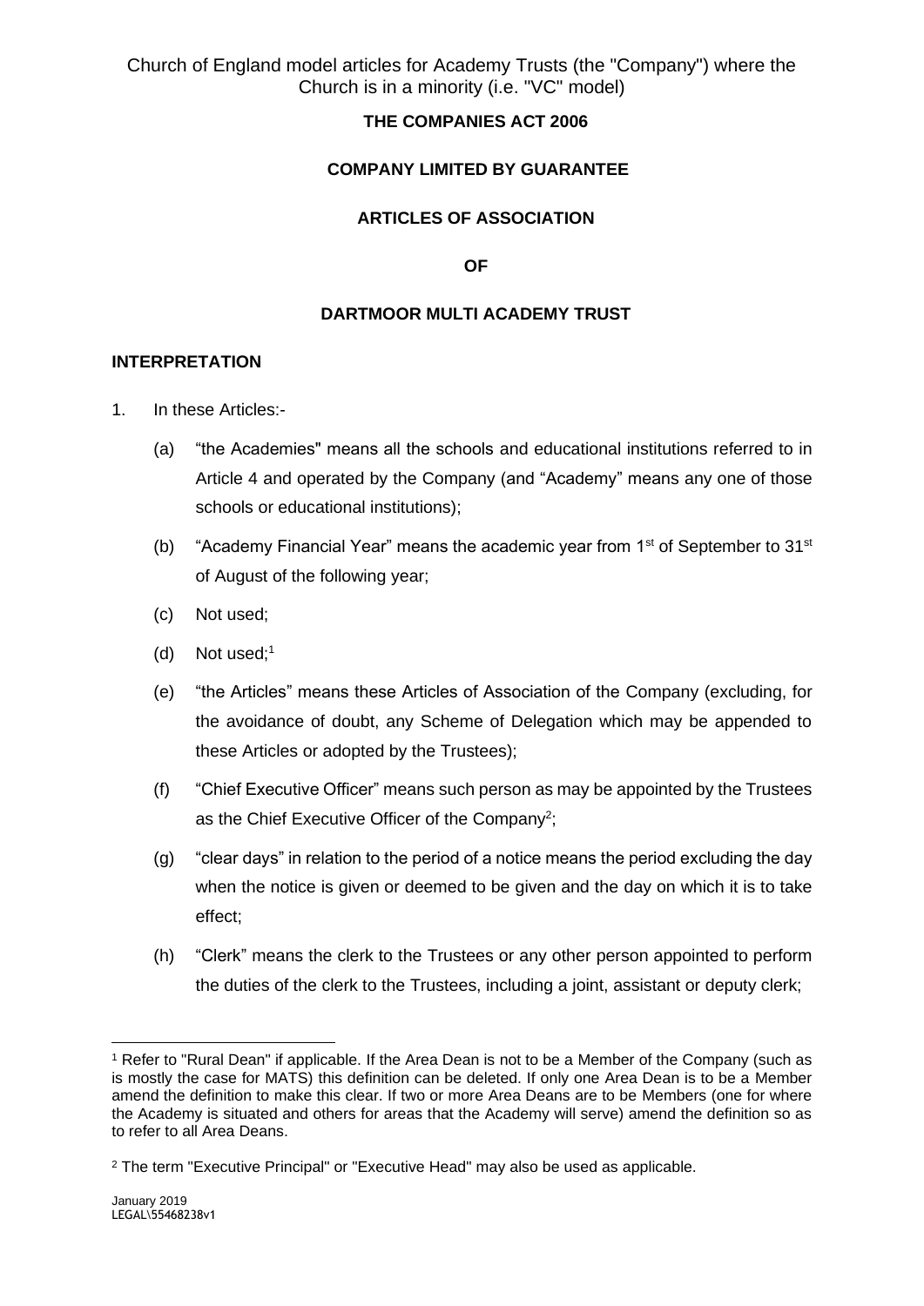Church of England model articles for Academy Trusts (the "Company") where the Church is in a minority (i.e. "VC" model)

**THE COMPANIES ACT 2006**

**COMPANY LIMITED BY GUARANTEE**

**ARTICLES OF ASSOCIATION**

**OF**

**DARTMOOR MULTI ACADEMY TRUST**

**INTERPRETATION**

1. In these Articles:-

   (a) "the Academies" means all the schools and educational institutions referred to in Article 4 and operated by the Company (and "Academy" means any one of those schools or educational institutions);

   (b) "Academy Financial Year" means the academic year from 1st of September to 31st of August of the following year;

   (c) Not used;

   (d) Not used;[1]

   (e) "the Articles" means these Articles of Association of the Company (excluding, for the avoidance of doubt, any Scheme of Delegation which may be appended to these Articles or adopted by the Trustees);

   (f) "Chief Executive Officer" means such person as may be appointed by the Trustees as the Chief Executive Officer of the Company[2];

   (g) "clear days" in relation to the period of a notice means the period excluding the day when the notice is given or deemed to be given and the day on which it is to take effect;

   (h) "Clerk" means the clerk to the Trustees or any other person appointed to perform the duties of the clerk to the Trustees, including a joint, assistant or deputy clerk;

[1] Refer to "Rural Dean" if applicable. If the Area Dean is not to be a Member of the Company (such as is mostly the case for MATS) this definition can be deleted. If only one Area Dean is to be a Member amend the definition to make this clear. If two or more Area Deans are to be Members (one for where the Academy is situated and others for areas that the Academy will serve) amend the definition so as to refer to all Area Deans.

[2] The term "Executive Principal" or "Executive Head" may also be used as applicable.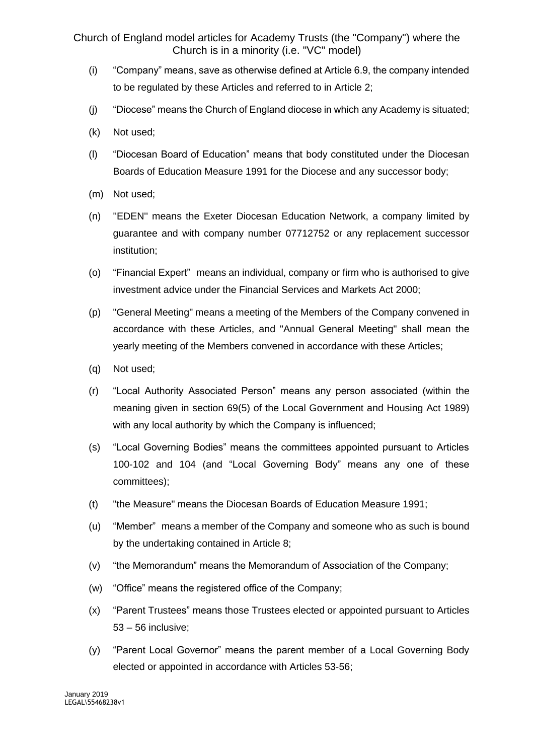(i) "Company" means, save as otherwise defined at Article 6.9, the company intended to be regulated by these Articles and referred to in Article 2;

(j) "Diocese" means the Church of England diocese in which any Academy is situated;

(k) Not used;

(l) "Diocesan Board of Education" means that body constituted under the Diocesan Boards of Education Measure 1991 for the Diocese and any successor body;

(m) Not used;

(n) "EDEN" means the Exeter Diocesan Education Network, a company limited by guarantee and with company number 07712752 or any replacement successor institution;

(o) "Financial Expert" means an individual, company or firm who is authorised to give investment advice under the Financial Services and Markets Act 2000;

(p) "General Meeting" means a meeting of the Members of the Company convened in accordance with these Articles, and "Annual General Meeting" shall mean the yearly meeting of the Members convened in accordance with these Articles;

(q) Not used;

(r) "Local Authority Associated Person" means any person associated (within the meaning given in section 69(5) of the Local Government and Housing Act 1989) with any local authority by which the Company is influenced;

(s) "Local Governing Bodies" means the committees appointed pursuant to Articles 100-102 and 104 (and "Local Governing Body" means any one of these committees);

(t) "the Measure" means the Diocesan Boards of Education Measure 1991;

(u) "Member" means a member of the Company and someone who as such is bound by the undertaking contained in Article 8;

(v) "the Memorandum" means the Memorandum of Association of the Company;

(w) "Office" means the registered office of the Company;

(x) "Parent Trustees" means those Trustees elected or appointed pursuant to Articles 53 – 56 inclusive;

(y) "Parent Local Governor" means the parent member of a Local Governing Body elected or appointed in accordance with Articles 53-56;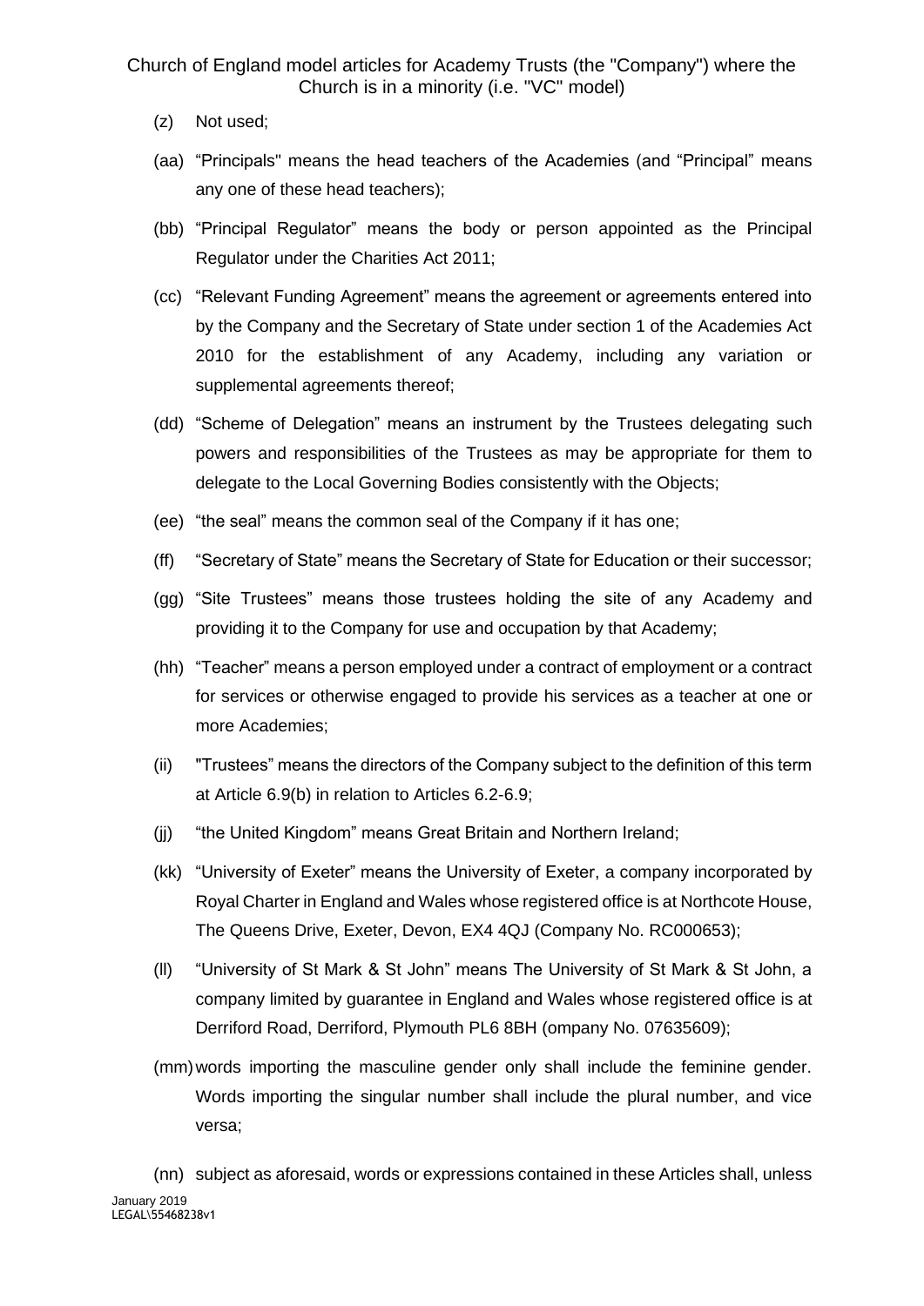(z) Not used;

(aa) “Principals" means the head teachers of the Academies (and “Principal” means any one of these head teachers);

(bb) “Principal Regulator” means the body or person appointed as the Principal Regulator under the Charities Act 2011;

(cc) “Relevant Funding Agreement” means the agreement or agreements entered into by the Company and the Secretary of State under section 1 of the Academies Act 2010 for the establishment of any Academy, including any variation or supplemental agreements thereof;

(dd) “Scheme of Delegation” means an instrument by the Trustees delegating such powers and responsibilities of the Trustees as may be appropriate for them to delegate to the Local Governing Bodies consistently with the Objects;

(ee) “the seal” means the common seal of the Company if it has one;

(ff) “Secretary of State” means the Secretary of State for Education or their successor;

(gg) “Site Trustees” means those trustees holding the site of any Academy and providing it to the Company for use and occupation by that Academy;

(hh) “Teacher” means a person employed under a contract of employment or a contract for services or otherwise engaged to provide his services as a teacher at one or more Academies;

(ii) "Trustees” means the directors of the Company subject to the definition of this term at Article 6.9(b) in relation to Articles 6.2-6.9;

(jj) “the United Kingdom” means Great Britain and Northern Ireland;

(kk) “University of Exeter” means the University of Exeter, a company incorporated by Royal Charter in England and Wales whose registered office is at Northcote House, The Queens Drive, Exeter, Devon, EX4 4QJ (Company No. RC000653);

(ll) “University of St Mark & St John” means The University of St Mark & St John, a company limited by guarantee in England and Wales whose registered office is at Derriford Road, Derriford, Plymouth PL6 8BH (ompany No. 07635609);

(mm) words importing the masculine gender only shall include the feminine gender. Words importing the singular number shall include the plural number, and vice versa;

(nn) subject as aforesaid, words or expressions contained in these Articles shall, unless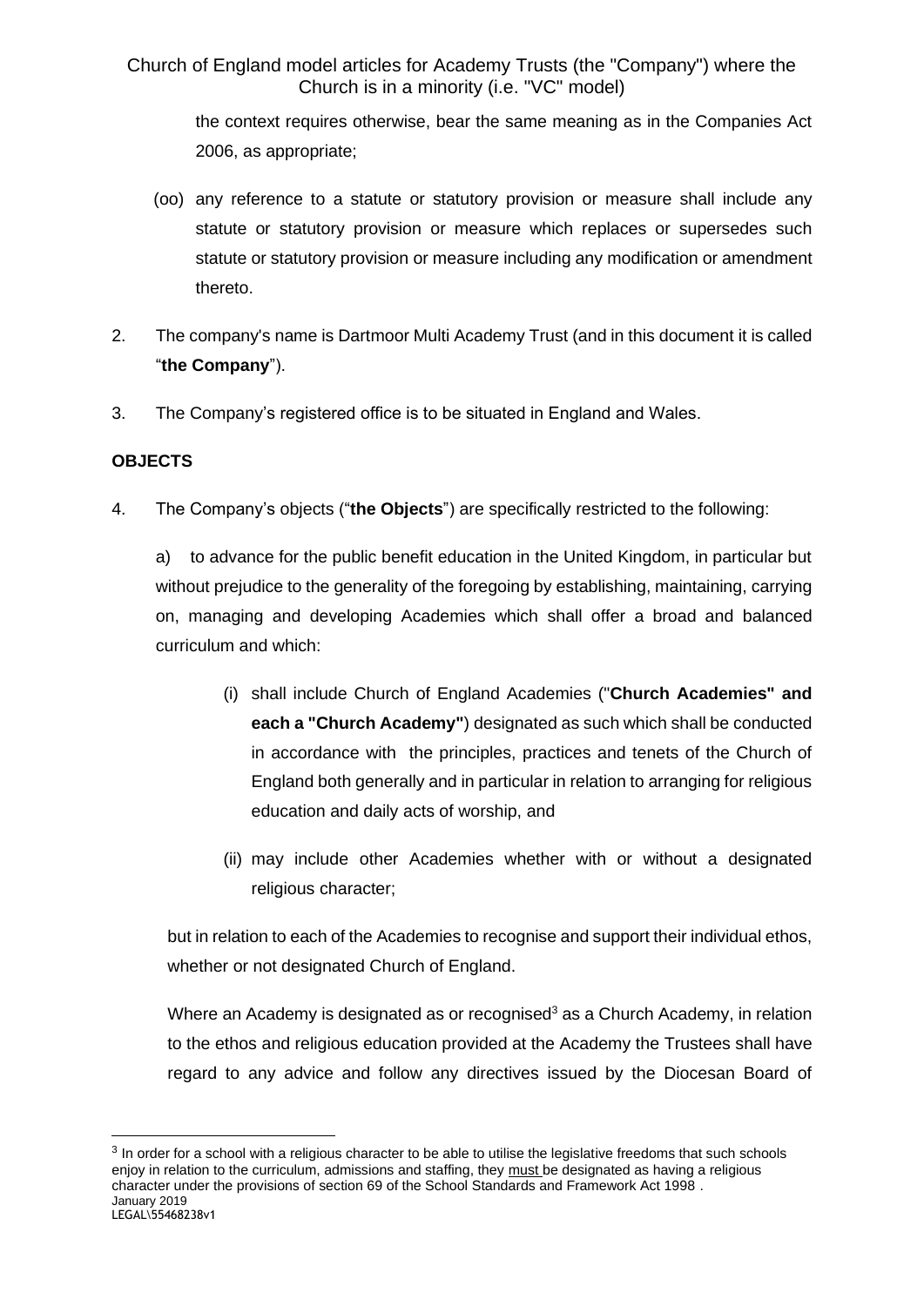the context requires otherwise, bear the same meaning as in the Companies Act 2006, as appropriate;

(oo) any reference to a statute or statutory provision or measure shall include any statute or statutory provision or measure which replaces or supersedes such statute or statutory provision or measure including any modification or amendment thereto.

2. The company's name is Dartmoor Multi Academy Trust (and in this document it is called "**the Company**").

3. The Company's registered office is to be situated in England and Wales.

**OBJECTS**

4. The Company's objects ("**the Objects**") are specifically restricted to the following:

a) to advance for the public benefit education in the United Kingdom, in particular but without prejudice to the generality of the foregoing by establishing, maintaining, carrying on, managing and developing Academies which shall offer a broad and balanced curriculum and which:

(i) shall include Church of England Academies ("**Church Academies" and each a "Church Academy"**) designated as such which shall be conducted in accordance with the principles, practices and tenets of the Church of England both generally and in particular in relation to arranging for religious education and daily acts of worship, and

(ii) may include other Academies whether with or without a designated religious character;

but in relation to each of the Academies to recognise and support their individual ethos, whether or not designated Church of England.

Where an Academy is designated as or recognised[3] as a Church Academy, in relation to the ethos and religious education provided at the Academy the Trustees shall have regard to any advice and follow any directives issued by the Diocesan Board of

[3] In order for a school with a religious character to be able to utilise the legislative freedoms that such schools enjoy in relation to the curriculum, admissions and staffing, they must be designated as having a religious character under the provisions of section 69 of the School Standards and Framework Act 1998 .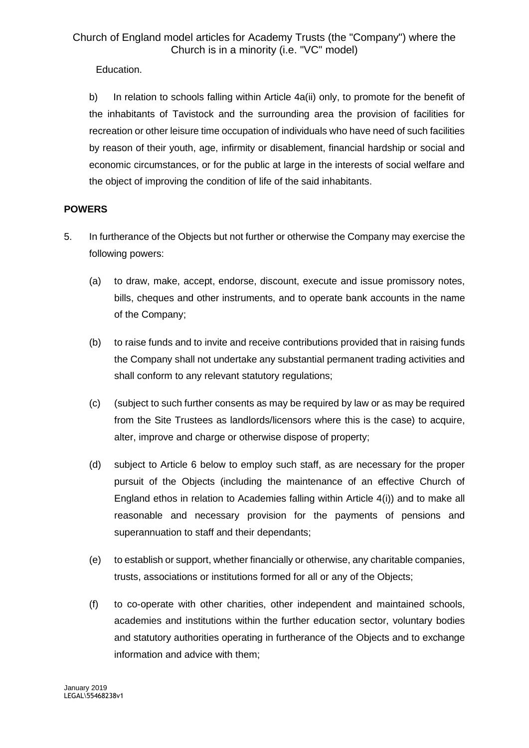Education.

b) In relation to schools falling within Article 4a(ii) only, to promote for the benefit of the inhabitants of Tavistock and the surrounding area the provision of facilities for recreation or other leisure time occupation of individuals who have need of such facilities by reason of their youth, age, infirmity or disablement, financial hardship or social and economic circumstances, or for the public at large in the interests of social welfare and the object of improving the condition of life of the said inhabitants.

**POWERS**

5. In furtherance of the Objects but not further or otherwise the Company may exercise the following powers:

   (a) to draw, make, accept, endorse, discount, execute and issue promissory notes, bills, cheques and other instruments, and to operate bank accounts in the name of the Company;

   (b) to raise funds and to invite and receive contributions provided that in raising funds the Company shall not undertake any substantial permanent trading activities and shall conform to any relevant statutory regulations;

   (c) (subject to such further consents as may be required by law or as may be required from the Site Trustees as landlords/licensors where this is the case) to acquire, alter, improve and charge or otherwise dispose of property;

   (d) subject to Article 6 below to employ such staff, as are necessary for the proper pursuit of the Objects (including the maintenance of an effective Church of England ethos in relation to Academies falling within Article 4(i)) and to make all reasonable and necessary provision for the payments of pensions and superannuation to staff and their dependants;

   (e) to establish or support, whether financially or otherwise, any charitable companies, trusts, associations or institutions formed for all or any of the Objects;

   (f) to co-operate with other charities, other independent and maintained schools, academies and institutions within the further education sector, voluntary bodies and statutory authorities operating in furtherance of the Objects and to exchange information and advice with them;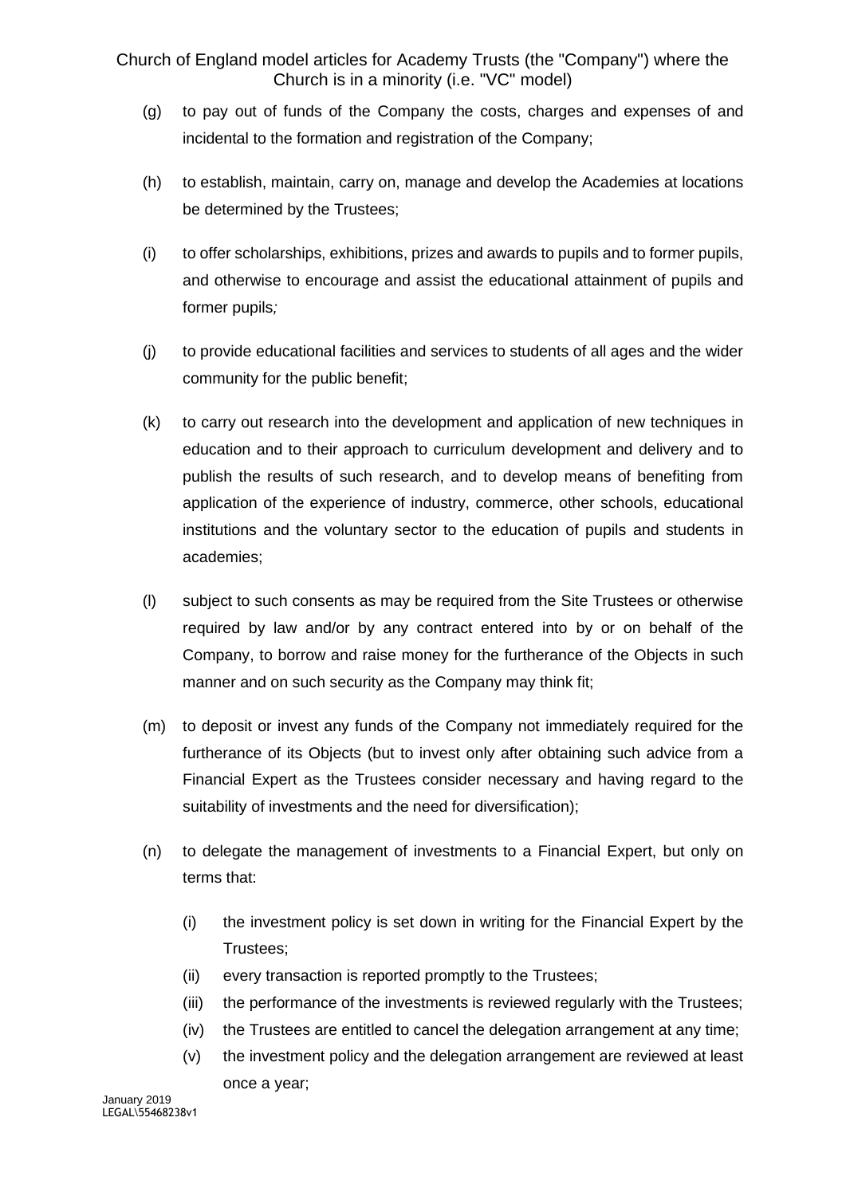(g) to pay out of funds of the Company the costs, charges and expenses of and incidental to the formation and registration of the Company;

(h) to establish, maintain, carry on, manage and develop the Academies at locations be determined by the Trustees;

(i) to offer scholarships, exhibitions, prizes and awards to pupils and to former pupils, and otherwise to encourage and assist the educational attainment of pupils and former pupils*;*

(j) to provide educational facilities and services to students of all ages and the wider community for the public benefit;

(k) to carry out research into the development and application of new techniques in education and to their approach to curriculum development and delivery and to publish the results of such research, and to develop means of benefiting from application of the experience of industry, commerce, other schools, educational institutions and the voluntary sector to the education of pupils and students in academies;

(l) subject to such consents as may be required from the Site Trustees or otherwise required by law and/or by any contract entered into by or on behalf of the Company, to borrow and raise money for the furtherance of the Objects in such manner and on such security as the Company may think fit;

(m) to deposit or invest any funds of the Company not immediately required for the furtherance of its Objects (but to invest only after obtaining such advice from a Financial Expert as the Trustees consider necessary and having regard to the suitability of investments and the need for diversification);

(n) to delegate the management of investments to a Financial Expert, but only on terms that:

  (i) the investment policy is set down in writing for the Financial Expert by the Trustees;

  (ii) every transaction is reported promptly to the Trustees;

  (iii) the performance of the investments is reviewed regularly with the Trustees;

  (iv) the Trustees are entitled to cancel the delegation arrangement at any time;

  (v) the investment policy and the delegation arrangement are reviewed at least once a year;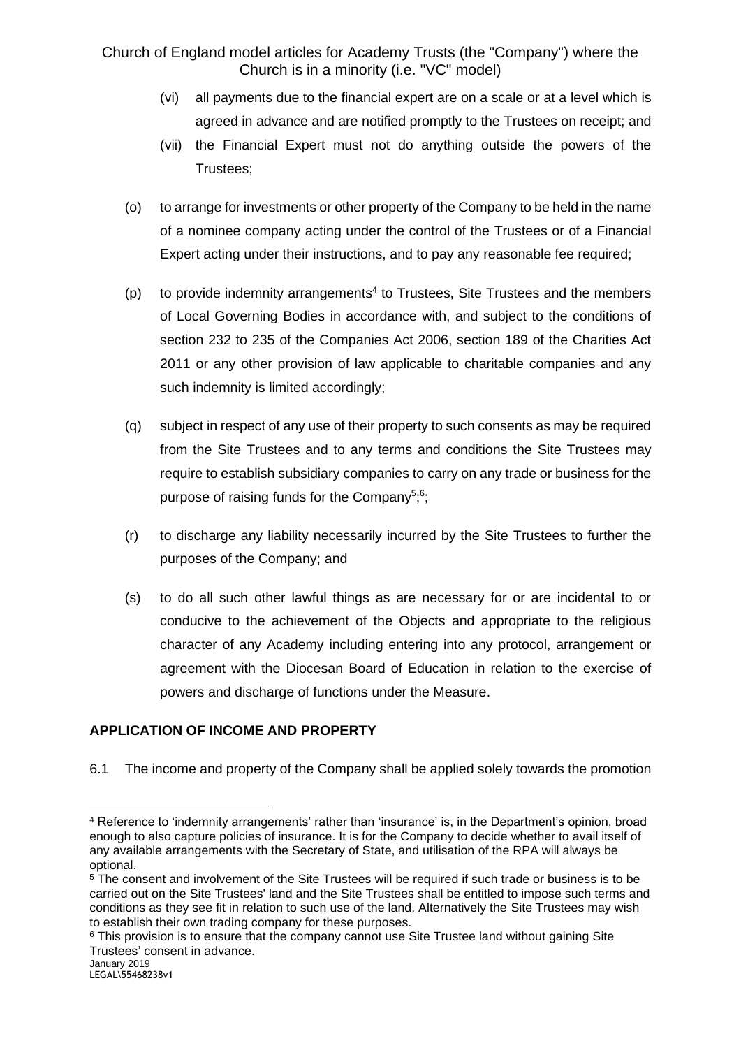(vi) all payments due to the financial expert are on a scale or at a level which is agreed in advance and are notified promptly to the Trustees on receipt; and

(vii) the Financial Expert must not do anything outside the powers of the Trustees;

(o) to arrange for investments or other property of the Company to be held in the name of a nominee company acting under the control of the Trustees or of a Financial Expert acting under their instructions, and to pay any reasonable fee required;

(p) to provide indemnity arrangements[4] to Trustees, Site Trustees and the members of Local Governing Bodies in accordance with, and subject to the conditions of section 232 to 235 of the Companies Act 2006, section 189 of the Charities Act 2011 or any other provision of law applicable to charitable companies and any such indemnity is limited accordingly;

(q) subject in respect of any use of their property to such consents as may be required from the Site Trustees and to any terms and conditions the Site Trustees may require to establish subsidiary companies to carry on any trade or business for the purpose of raising funds for the Company[5];[6];

(r) to discharge any liability necessarily incurred by the Site Trustees to further the purposes of the Company; and

(s) to do all such other lawful things as are necessary for or are incidental to or conducive to the achievement of the Objects and appropriate to the religious character of any Academy including entering into any protocol, arrangement or agreement with the Diocesan Board of Education in relation to the exercise of powers and discharge of functions under the Measure.

## APPLICATION OF INCOME AND PROPERTY

6.1 The income and property of the Company shall be applied solely towards the promotion

---

[4] Reference to 'indemnity arrangements' rather than 'insurance' is, in the Department's opinion, broad enough to also capture policies of insurance. It is for the Company to decide whether to avail itself of any available arrangements with the Secretary of State, and utilisation of the RPA will always be optional.

[5] The consent and involvement of the Site Trustees will be required if such trade or business is to be carried out on the Site Trustees' land and the Site Trustees shall be entitled to impose such terms and conditions as they see fit in relation to such use of the land. Alternatively the Site Trustees may wish to establish their own trading company for these purposes.

[6] This provision is to ensure that the company cannot use Site Trustee land without gaining Site Trustees' consent in advance.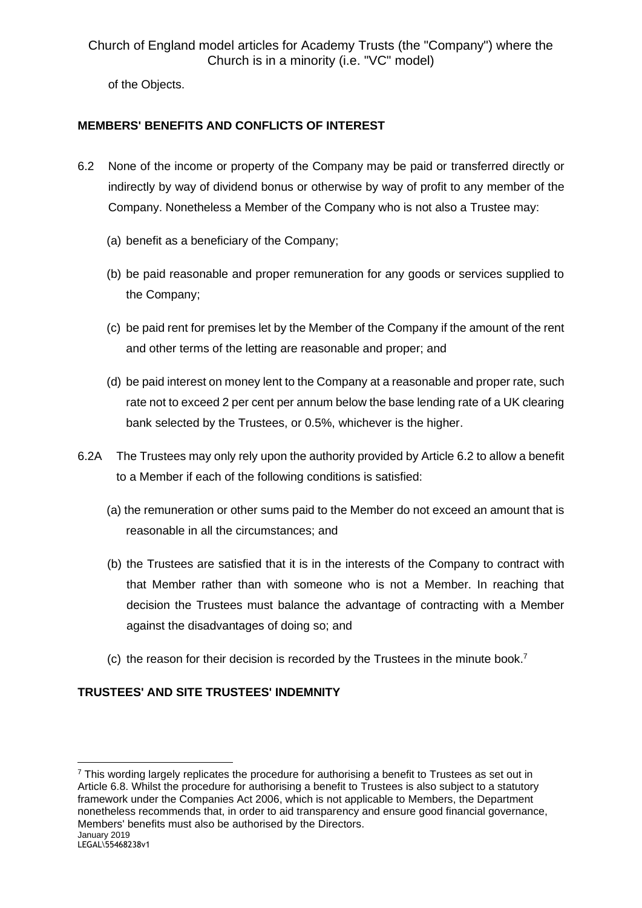of the Objects.

**MEMBERS' BENEFITS AND CONFLICTS OF INTEREST**

6.2 None of the income or property of the Company may be paid or transferred directly or indirectly by way of dividend bonus or otherwise by way of profit to any member of the Company. Nonetheless a Member of the Company who is not also a Trustee may:

(a) benefit as a beneficiary of the Company;

(b) be paid reasonable and proper remuneration for any goods or services supplied to the Company;

(c) be paid rent for premises let by the Member of the Company if the amount of the rent and other terms of the letting are reasonable and proper; and

(d) be paid interest on money lent to the Company at a reasonable and proper rate, such rate not to exceed 2 per cent per annum below the base lending rate of a UK clearing bank selected by the Trustees, or 0.5%, whichever is the higher.

6.2A The Trustees may only rely upon the authority provided by Article 6.2 to allow a benefit to a Member if each of the following conditions is satisfied:

(a) the remuneration or other sums paid to the Member do not exceed an amount that is reasonable in all the circumstances; and

(b) the Trustees are satisfied that it is in the interests of the Company to contract with that Member rather than with someone who is not a Member. In reaching that decision the Trustees must balance the advantage of contracting with a Member against the disadvantages of doing so; and

(c) the reason for their decision is recorded by the Trustees in the minute book.[7]

**TRUSTEES' AND SITE TRUSTEES' INDEMNITY**

[7] This wording largely replicates the procedure for authorising a benefit to Trustees as set out in Article 6.8. Whilst the procedure for authorising a benefit to Trustees is also subject to a statutory framework under the Companies Act 2006, which is not applicable to Members, the Department nonetheless recommends that, in order to aid transparency and ensure good financial governance, Members' benefits must also be authorised by the Directors.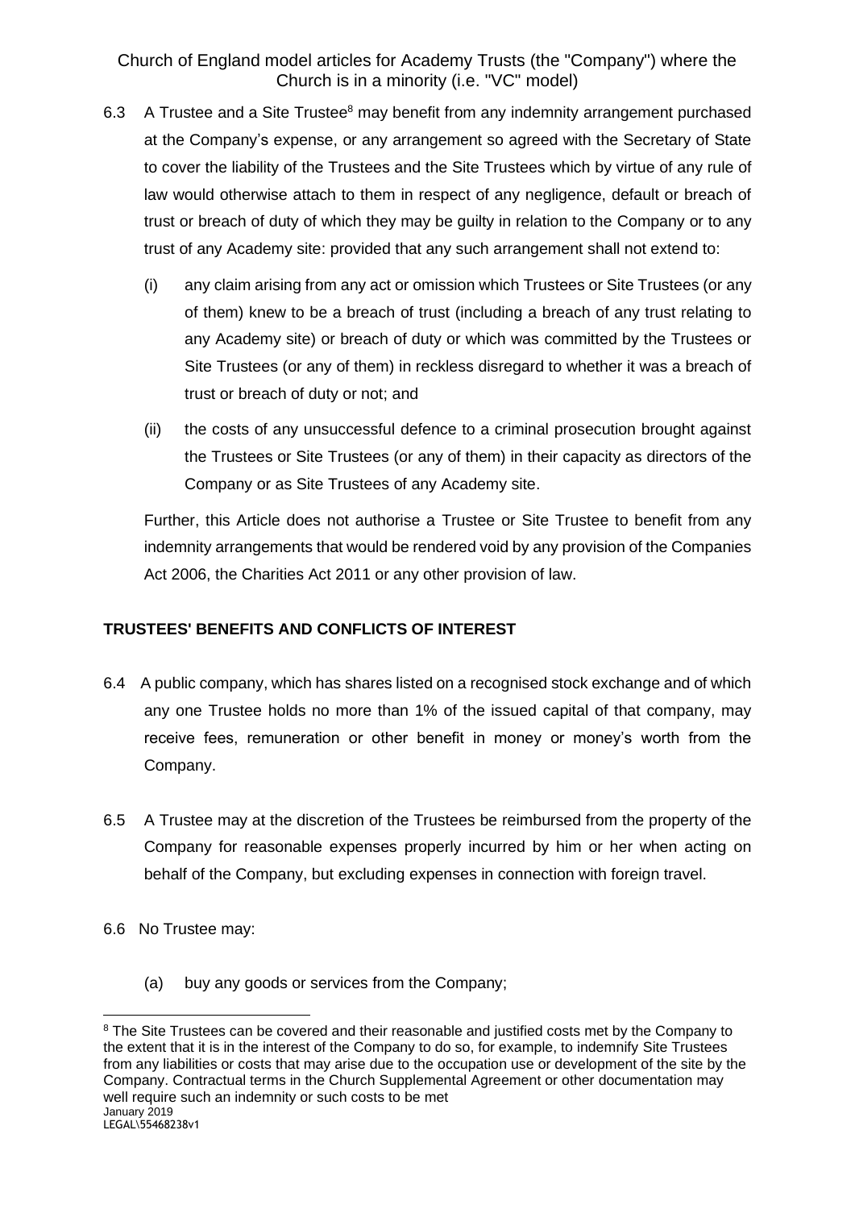6.3 A Trustee and a Site Trustee[8] may benefit from any indemnity arrangement purchased at the Company's expense, or any arrangement so agreed with the Secretary of State to cover the liability of the Trustees and the Site Trustees which by virtue of any rule of law would otherwise attach to them in respect of any negligence, default or breach of trust or breach of duty of which they may be guilty in relation to the Company or to any trust of any Academy site: provided that any such arrangement shall not extend to:

(i) any claim arising from any act or omission which Trustees or Site Trustees (or any of them) knew to be a breach of trust (including a breach of any trust relating to any Academy site) or breach of duty or which was committed by the Trustees or Site Trustees (or any of them) in reckless disregard to whether it was a breach of trust or breach of duty or not; and

(ii) the costs of any unsuccessful defence to a criminal prosecution brought against the Trustees or Site Trustees (or any of them) in their capacity as directors of the Company or as Site Trustees of any Academy site.

Further, this Article does not authorise a Trustee or Site Trustee to benefit from any indemnity arrangements that would be rendered void by any provision of the Companies Act 2006, the Charities Act 2011 or any other provision of law.

**TRUSTEES' BENEFITS AND CONFLICTS OF INTEREST**

6.4 A public company, which has shares listed on a recognised stock exchange and of which any one Trustee holds no more than 1% of the issued capital of that company, may receive fees, remuneration or other benefit in money or money's worth from the Company.

6.5 A Trustee may at the discretion of the Trustees be reimbursed from the property of the Company for reasonable expenses properly incurred by him or her when acting on behalf of the Company, but excluding expenses in connection with foreign travel.

6.6 No Trustee may:

(a) buy any goods or services from the Company;

[8] The Site Trustees can be covered and their reasonable and justified costs met by the Company to the extent that it is in the interest of the Company to do so, for example, to indemnify Site Trustees from any liabilities or costs that may arise due to the occupation use or development of the site by the Company. Contractual terms in the Church Supplemental Agreement or other documentation may well require such an indemnity or such costs to be met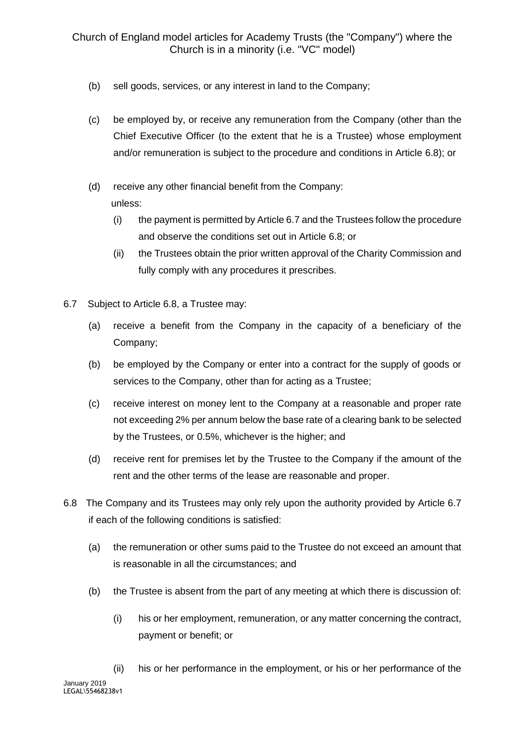(b) sell goods, services, or any interest in land to the Company;

(c) be employed by, or receive any remuneration from the Company (other than the Chief Executive Officer (to the extent that he is a Trustee) whose employment and/or remuneration is subject to the procedure and conditions in Article 6.8); or

(d) receive any other financial benefit from the Company:

unless:

(i) the payment is permitted by Article 6.7 and the Trustees follow the procedure and observe the conditions set out in Article 6.8; or

(ii) the Trustees obtain the prior written approval of the Charity Commission and fully comply with any procedures it prescribes.

6.7 Subject to Article 6.8, a Trustee may:

(a) receive a benefit from the Company in the capacity of a beneficiary of the Company;

(b) be employed by the Company or enter into a contract for the supply of goods or services to the Company, other than for acting as a Trustee;

(c) receive interest on money lent to the Company at a reasonable and proper rate not exceeding 2% per annum below the base rate of a clearing bank to be selected by the Trustees, or 0.5%, whichever is the higher; and

(d) receive rent for premises let by the Trustee to the Company if the amount of the rent and the other terms of the lease are reasonable and proper.

6.8 The Company and its Trustees may only rely upon the authority provided by Article 6.7 if each of the following conditions is satisfied:

(a) the remuneration or other sums paid to the Trustee do not exceed an amount that is reasonable in all the circumstances; and

(b) the Trustee is absent from the part of any meeting at which there is discussion of:

(i) his or her employment, remuneration, or any matter concerning the contract, payment or benefit; or

(ii) his or her performance in the employment, or his or her performance of the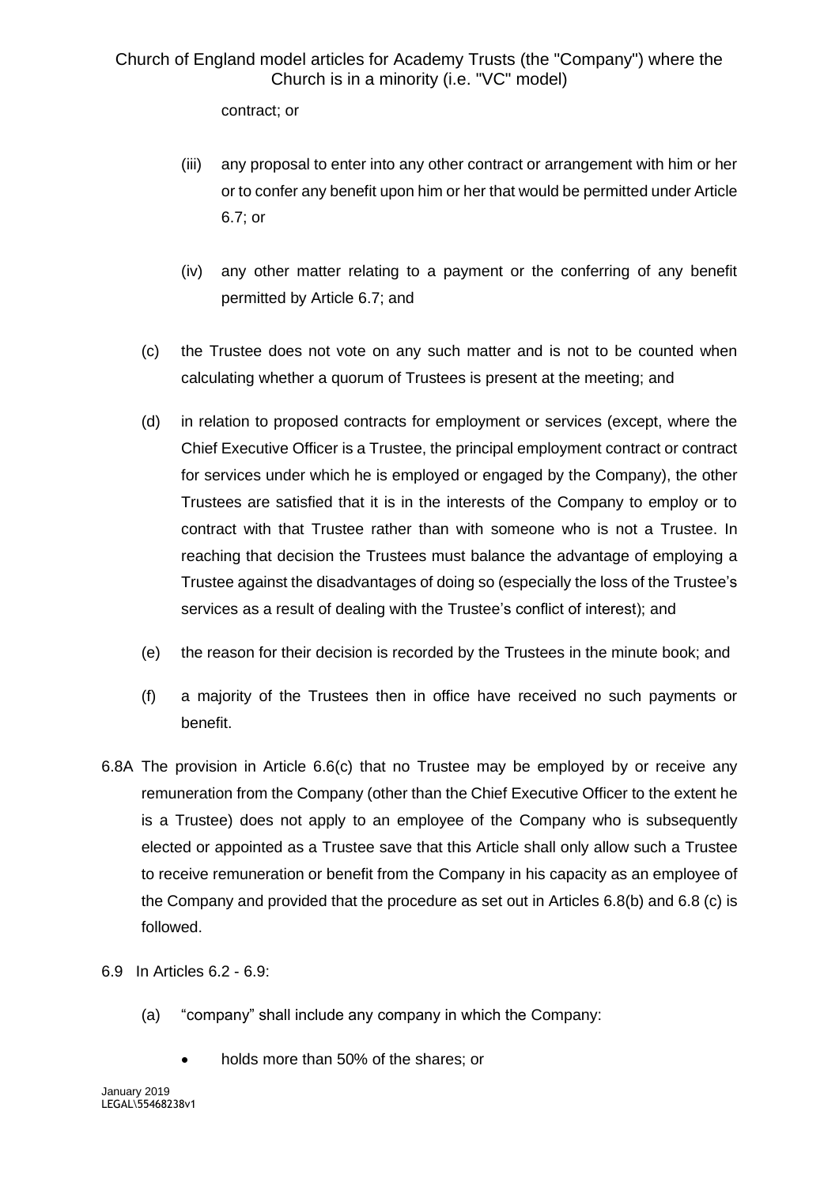contract; or

(iii) any proposal to enter into any other contract or arrangement with him or her or to confer any benefit upon him or her that would be permitted under Article 6.7; or

(iv) any other matter relating to a payment or the conferring of any benefit permitted by Article 6.7; and

(c) the Trustee does not vote on any such matter and is not to be counted when calculating whether a quorum of Trustees is present at the meeting; and

(d) in relation to proposed contracts for employment or services (except, where the Chief Executive Officer is a Trustee, the principal employment contract or contract for services under which he is employed or engaged by the Company), the other Trustees are satisfied that it is in the interests of the Company to employ or to contract with that Trustee rather than with someone who is not a Trustee. In reaching that decision the Trustees must balance the advantage of employing a Trustee against the disadvantages of doing so (especially the loss of the Trustee's services as a result of dealing with the Trustee's conflict of interest); and

(e) the reason for their decision is recorded by the Trustees in the minute book; and

(f) a majority of the Trustees then in office have received no such payments or benefit.

6.8A The provision in Article 6.6(c) that no Trustee may be employed by or receive any remuneration from the Company (other than the Chief Executive Officer to the extent he is a Trustee) does not apply to an employee of the Company who is subsequently elected or appointed as a Trustee save that this Article shall only allow such a Trustee to receive remuneration or benefit from the Company in his capacity as an employee of the Company and provided that the procedure as set out in Articles 6.8(b) and 6.8 (c) is followed.

6.9 In Articles 6.2 - 6.9:

(a) "company" shall include any company in which the Company:

- holds more than 50% of the shares; or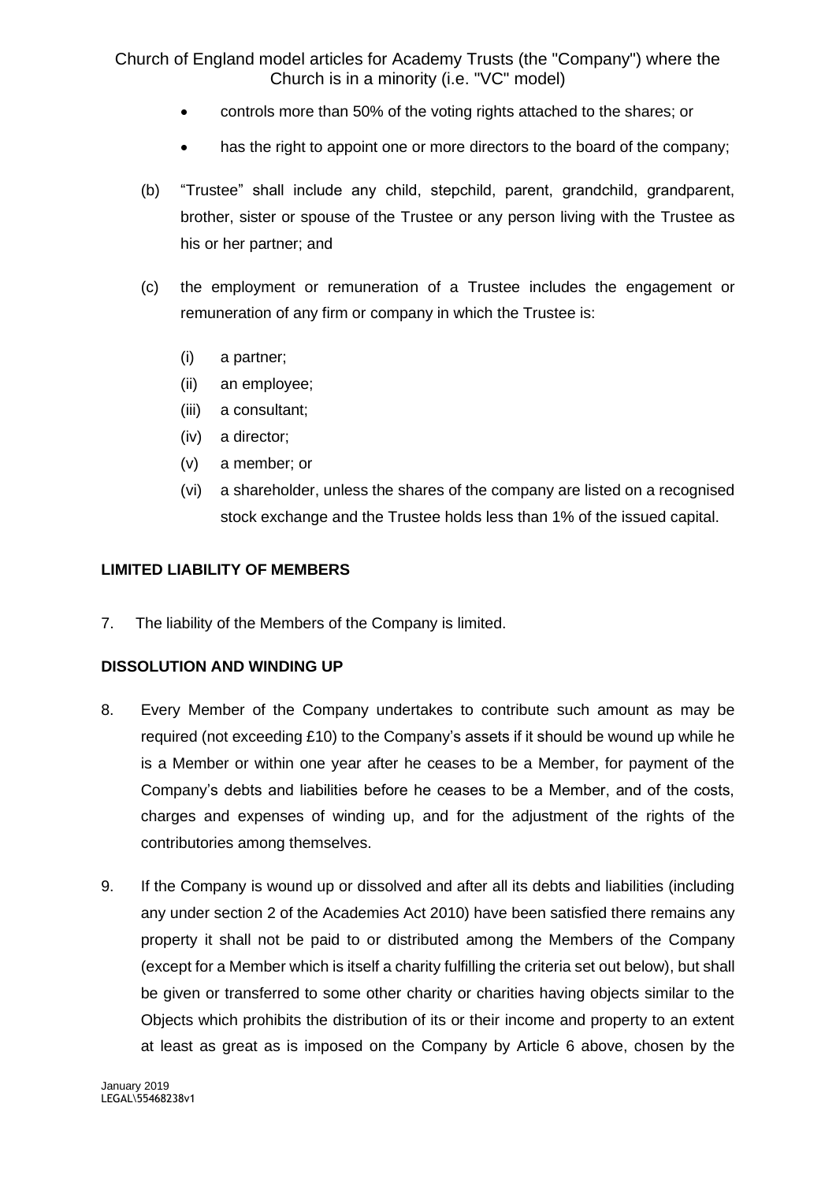- controls more than 50% of the voting rights attached to the shares; or
- has the right to appoint one or more directors to the board of the company;

(b) "Trustee" shall include any child, stepchild, parent, grandchild, grandparent, brother, sister or spouse of the Trustee or any person living with the Trustee as his or her partner; and

(c) the employment or remuneration of a Trustee includes the engagement or remuneration of any firm or company in which the Trustee is:

(i) a partner;
(ii) an employee;
(iii) a consultant;
(iv) a director;
(v) a member; or
(vi) a shareholder, unless the shares of the company are listed on a recognised stock exchange and the Trustee holds less than 1% of the issued capital.

**LIMITED LIABILITY OF MEMBERS**

7. The liability of the Members of the Company is limited.

**DISSOLUTION AND WINDING UP**

8. Every Member of the Company undertakes to contribute such amount as may be required (not exceeding £10) to the Company's assets if it should be wound up while he is a Member or within one year after he ceases to be a Member, for payment of the Company's debts and liabilities before he ceases to be a Member, and of the costs, charges and expenses of winding up, and for the adjustment of the rights of the contributories among themselves.

9. If the Company is wound up or dissolved and after all its debts and liabilities (including any under section 2 of the Academies Act 2010) have been satisfied there remains any property it shall not be paid to or distributed among the Members of the Company (except for a Member which is itself a charity fulfilling the criteria set out below), but shall be given or transferred to some other charity or charities having objects similar to the Objects which prohibits the distribution of its or their income and property to an extent at least as great as is imposed on the Company by Article 6 above, chosen by the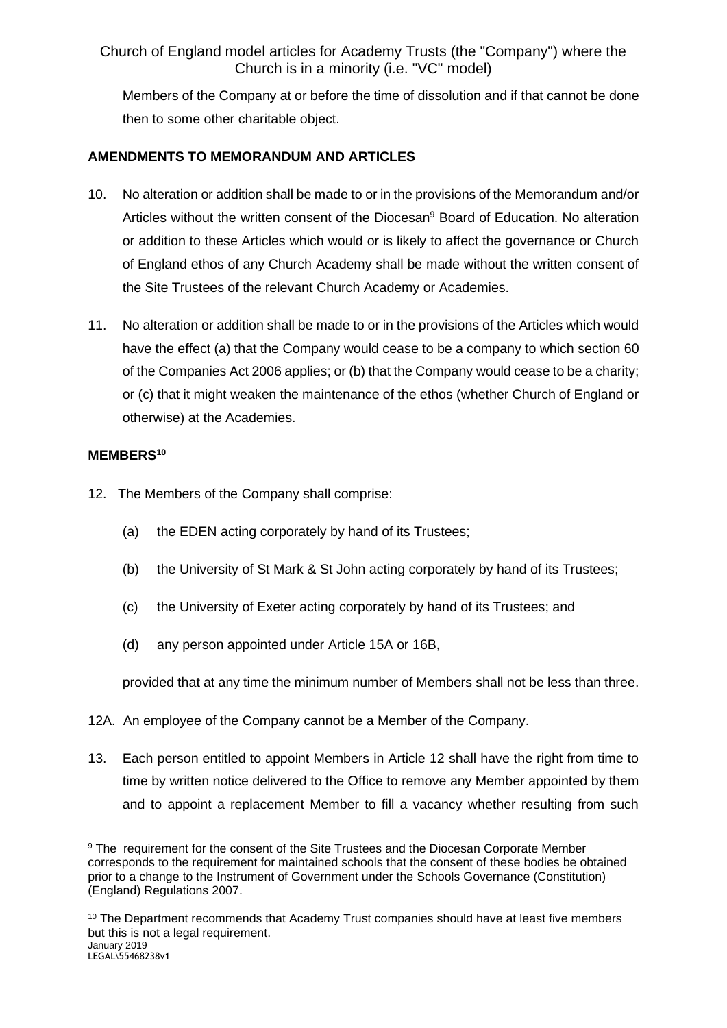Members of the Company at or before the time of dissolution and if that cannot be done then to some other charitable object.

**AMENDMENTS TO MEMORANDUM AND ARTICLES**

10. No alteration or addition shall be made to or in the provisions of the Memorandum and/or Articles without the written consent of the Diocesan[9] Board of Education. No alteration or addition to these Articles which would or is likely to affect the governance or Church of England ethos of any Church Academy shall be made without the written consent of the Site Trustees of the relevant Church Academy or Academies.

11. No alteration or addition shall be made to or in the provisions of the Articles which would have the effect (a) that the Company would cease to be a company to which section 60 of the Companies Act 2006 applies; or (b) that the Company would cease to be a charity; or (c) that it might weaken the maintenance of the ethos (whether Church of England or otherwise) at the Academies.

**MEMBERS[10]**

12. The Members of the Company shall comprise:

    (a) the EDEN acting corporately by hand of its Trustees;

    (b) the University of St Mark & St John acting corporately by hand of its Trustees;

    (c) the University of Exeter acting corporately by hand of its Trustees; and

    (d) any person appointed under Article 15A or 16B,

    provided that at any time the minimum number of Members shall not be less than three.

12A. An employee of the Company cannot be a Member of the Company.

13. Each person entitled to appoint Members in Article 12 shall have the right from time to time by written notice delivered to the Office to remove any Member appointed by them and to appoint a replacement Member to fill a vacancy whether resulting from such

[9] The requirement for the consent of the Site Trustees and the Diocesan Corporate Member corresponds to the requirement for maintained schools that the consent of these bodies be obtained prior to a change to the Instrument of Government under the Schools Governance (Constitution) (England) Regulations 2007.

[10] The Department recommends that Academy Trust companies should have at least five members but this is not a legal requirement.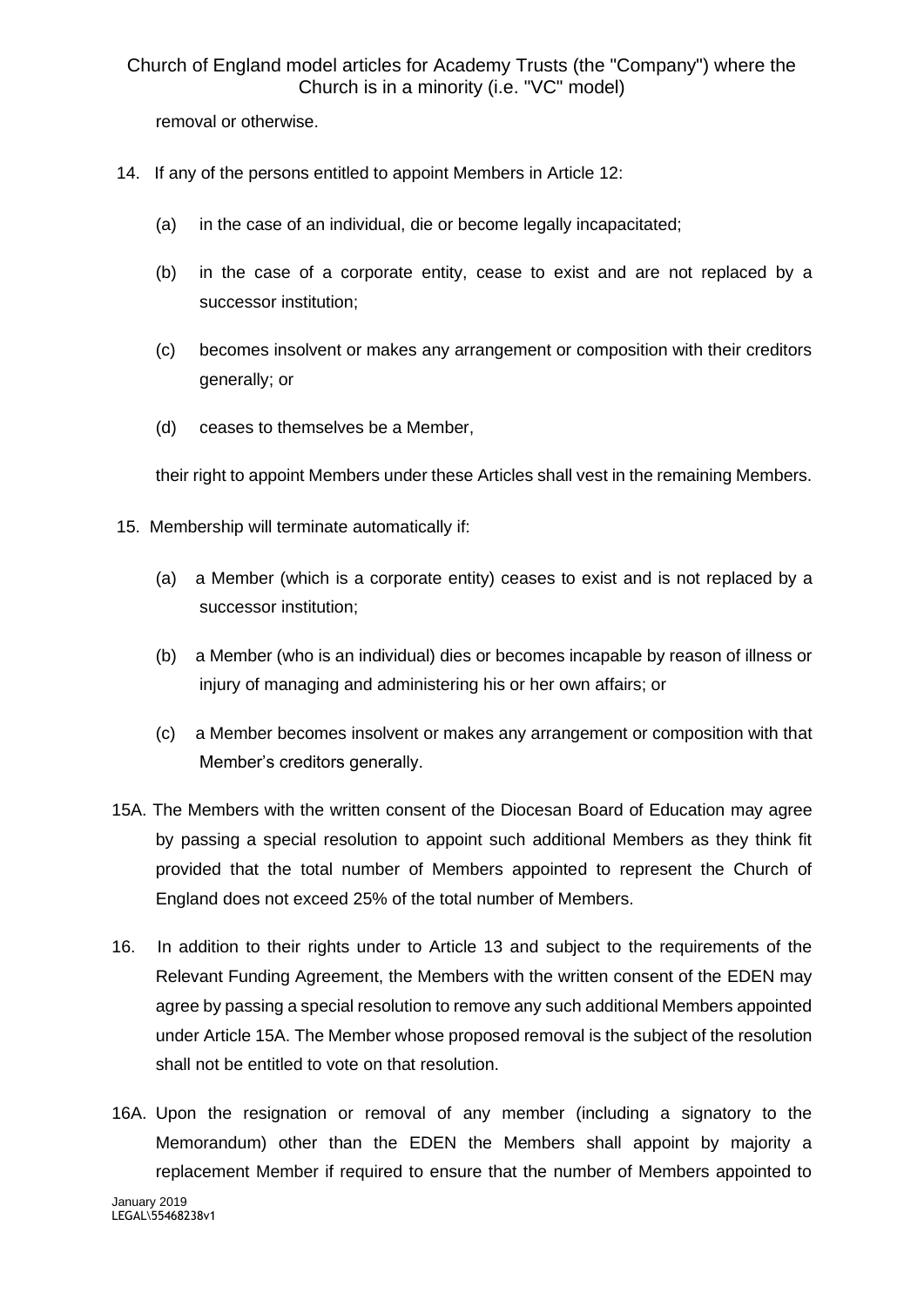removal or otherwise.

14. If any of the persons entitled to appoint Members in Article 12:

    (a) in the case of an individual, die or become legally incapacitated;

    (b) in the case of a corporate entity, cease to exist and are not replaced by a successor institution;

    (c) becomes insolvent or makes any arrangement or composition with their creditors generally; or

    (d) ceases to themselves be a Member,

    their right to appoint Members under these Articles shall vest in the remaining Members.

15. Membership will terminate automatically if:

    (a) a Member (which is a corporate entity) ceases to exist and is not replaced by a successor institution;

    (b) a Member (who is an individual) dies or becomes incapable by reason of illness or injury of managing and administering his or her own affairs; or

    (c) a Member becomes insolvent or makes any arrangement or composition with that Member's creditors generally.

15A. The Members with the written consent of the Diocesan Board of Education may agree by passing a special resolution to appoint such additional Members as they think fit provided that the total number of Members appointed to represent the Church of England does not exceed 25% of the total number of Members.

16. In addition to their rights under to Article 13 and subject to the requirements of the Relevant Funding Agreement, the Members with the written consent of the EDEN may agree by passing a special resolution to remove any such additional Members appointed under Article 15A. The Member whose proposed removal is the subject of the resolution shall not be entitled to vote on that resolution.

16A. Upon the resignation or removal of any member (including a signatory to the Memorandum) other than the EDEN the Members shall appoint by majority a replacement Member if required to ensure that the number of Members appointed to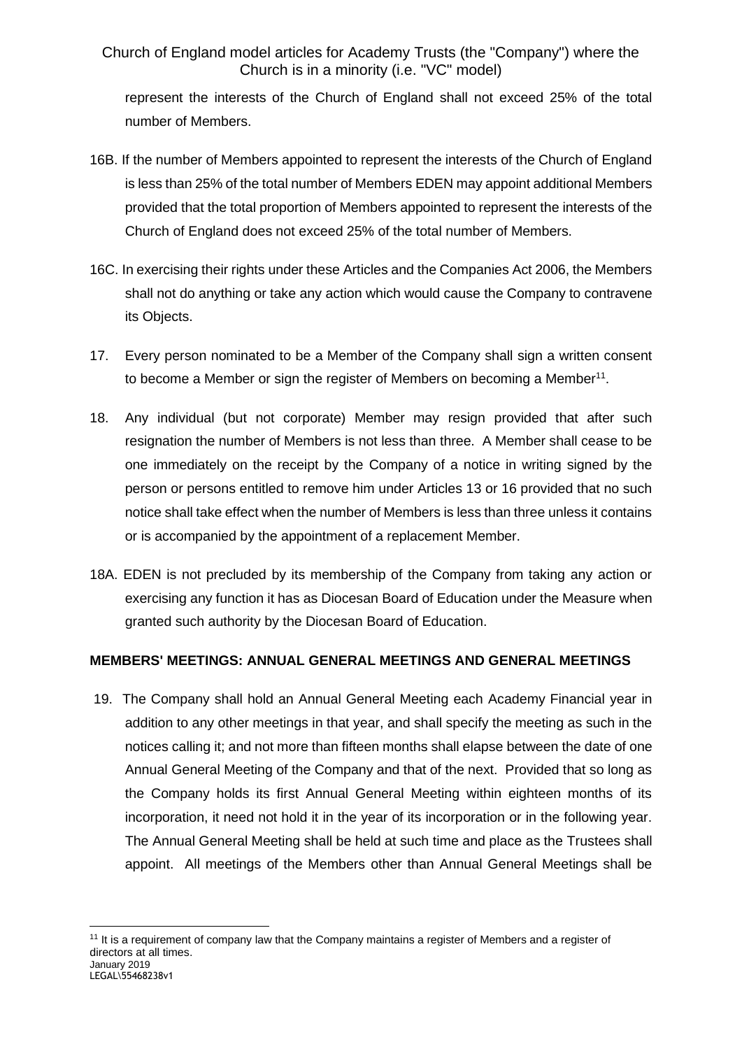represent the interests of the Church of England shall not exceed 25% of the total number of Members.

16B. If the number of Members appointed to represent the interests of the Church of England is less than 25% of the total number of Members EDEN may appoint additional Members provided that the total proportion of Members appointed to represent the interests of the Church of England does not exceed 25% of the total number of Members.

16C. In exercising their rights under these Articles and the Companies Act 2006, the Members shall not do anything or take any action which would cause the Company to contravene its Objects.

17. Every person nominated to be a Member of the Company shall sign a written consent to become a Member or sign the register of Members on becoming a Member[11].

18. Any individual (but not corporate) Member may resign provided that after such resignation the number of Members is not less than three. A Member shall cease to be one immediately on the receipt by the Company of a notice in writing signed by the person or persons entitled to remove him under Articles 13 or 16 provided that no such notice shall take effect when the number of Members is less than three unless it contains or is accompanied by the appointment of a replacement Member.

18A. EDEN is not precluded by its membership of the Company from taking any action or exercising any function it has as Diocesan Board of Education under the Measure when granted such authority by the Diocesan Board of Education.

**MEMBERS' MEETINGS: ANNUAL GENERAL MEETINGS AND GENERAL MEETINGS**

19. The Company shall hold an Annual General Meeting each Academy Financial year in addition to any other meetings in that year, and shall specify the meeting as such in the notices calling it; and not more than fifteen months shall elapse between the date of one Annual General Meeting of the Company and that of the next. Provided that so long as the Company holds its first Annual General Meeting within eighteen months of its incorporation, it need not hold it in the year of its incorporation or in the following year. The Annual General Meeting shall be held at such time and place as the Trustees shall appoint. All meetings of the Members other than Annual General Meetings shall be

[11] It is a requirement of company law that the Company maintains a register of Members and a register of directors at all times.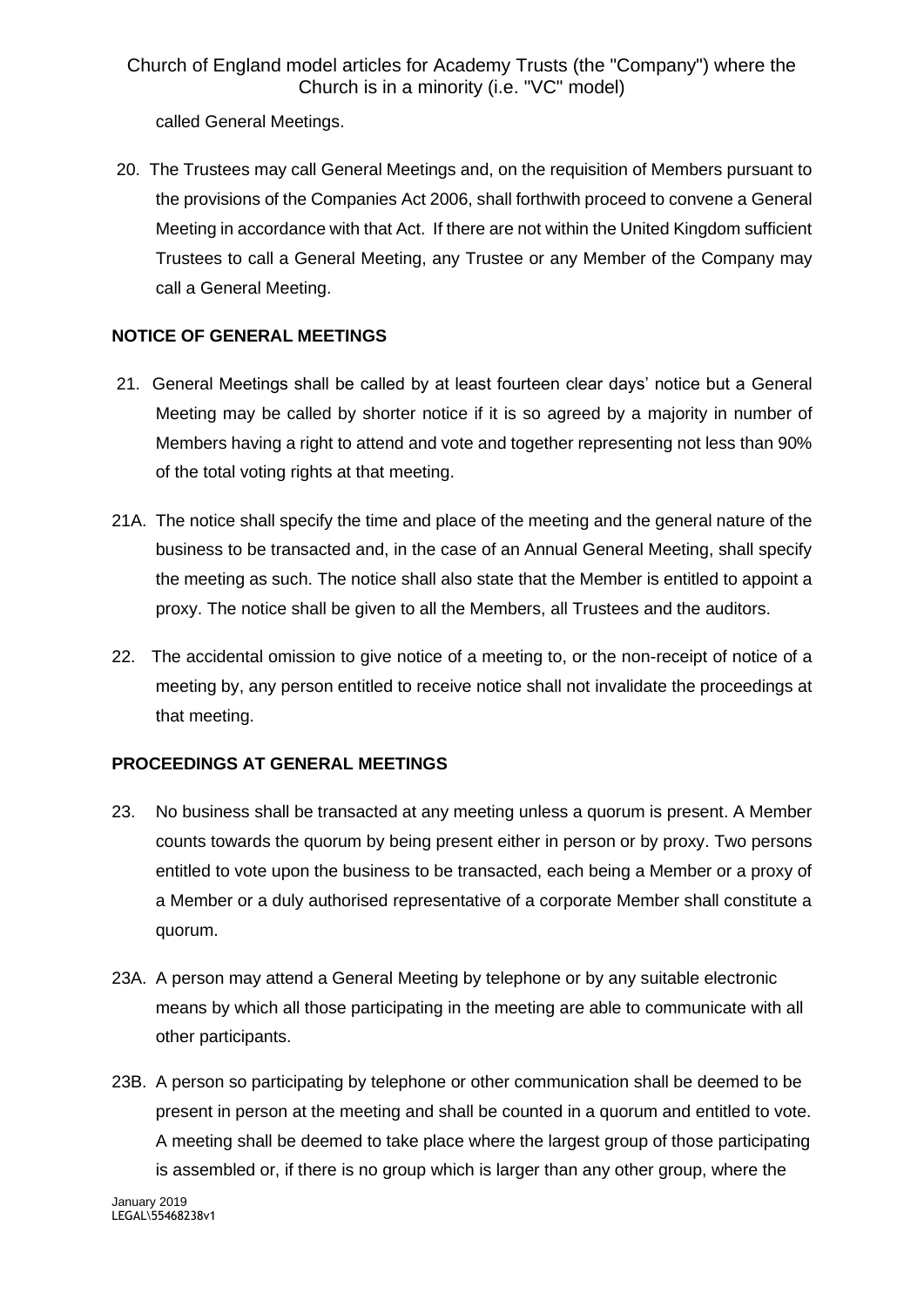called General Meetings.

20. The Trustees may call General Meetings and, on the requisition of Members pursuant to the provisions of the Companies Act 2006, shall forthwith proceed to convene a General Meeting in accordance with that Act. If there are not within the United Kingdom sufficient Trustees to call a General Meeting, any Trustee or any Member of the Company may call a General Meeting.

**NOTICE OF GENERAL MEETINGS**

21. General Meetings shall be called by at least fourteen clear days' notice but a General Meeting may be called by shorter notice if it is so agreed by a majority in number of Members having a right to attend and vote and together representing not less than 90% of the total voting rights at that meeting.

21A. The notice shall specify the time and place of the meeting and the general nature of the business to be transacted and, in the case of an Annual General Meeting, shall specify the meeting as such. The notice shall also state that the Member is entitled to appoint a proxy. The notice shall be given to all the Members, all Trustees and the auditors.

22. The accidental omission to give notice of a meeting to, or the non-receipt of notice of a meeting by, any person entitled to receive notice shall not invalidate the proceedings at that meeting.

**PROCEEDINGS AT GENERAL MEETINGS**

23. No business shall be transacted at any meeting unless a quorum is present. A Member counts towards the quorum by being present either in person or by proxy. Two persons entitled to vote upon the business to be transacted, each being a Member or a proxy of a Member or a duly authorised representative of a corporate Member shall constitute a quorum.

23A. A person may attend a General Meeting by telephone or by any suitable electronic means by which all those participating in the meeting are able to communicate with all other participants.

23B. A person so participating by telephone or other communication shall be deemed to be present in person at the meeting and shall be counted in a quorum and entitled to vote. A meeting shall be deemed to take place where the largest group of those participating is assembled or, if there is no group which is larger than any other group, where the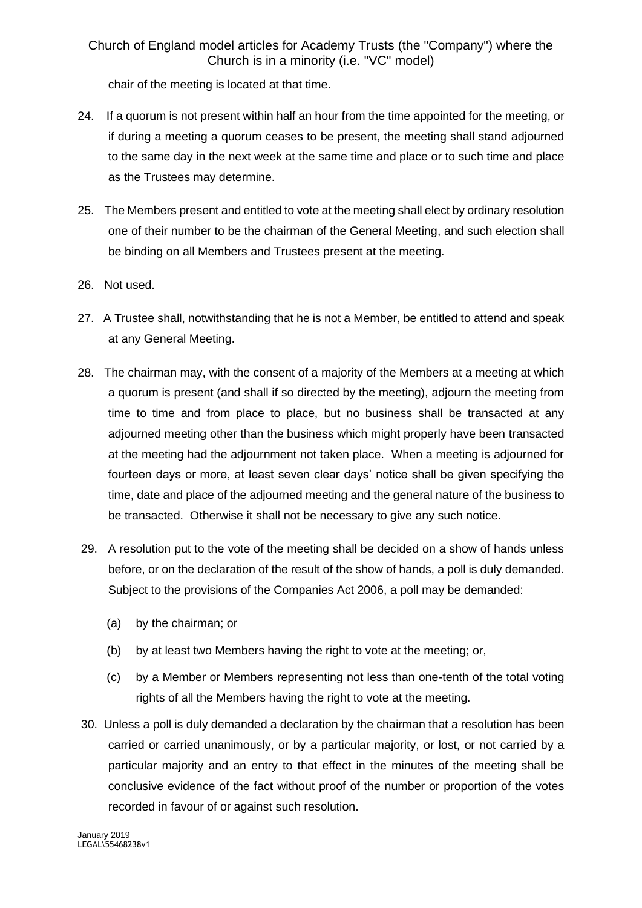chair of the meeting is located at that time.

24. If a quorum is not present within half an hour from the time appointed for the meeting, or if during a meeting a quorum ceases to be present, the meeting shall stand adjourned to the same day in the next week at the same time and place or to such time and place as the Trustees may determine.

25. The Members present and entitled to vote at the meeting shall elect by ordinary resolution one of their number to be the chairman of the General Meeting, and such election shall be binding on all Members and Trustees present at the meeting.

26. Not used.

27. A Trustee shall, notwithstanding that he is not a Member, be entitled to attend and speak at any General Meeting.

28. The chairman may, with the consent of a majority of the Members at a meeting at which a quorum is present (and shall if so directed by the meeting), adjourn the meeting from time to time and from place to place, but no business shall be transacted at any adjourned meeting other than the business which might properly have been transacted at the meeting had the adjournment not taken place. When a meeting is adjourned for fourteen days or more, at least seven clear days' notice shall be given specifying the time, date and place of the adjourned meeting and the general nature of the business to be transacted. Otherwise it shall not be necessary to give any such notice.

29. A resolution put to the vote of the meeting shall be decided on a show of hands unless before, or on the declaration of the result of the show of hands, a poll is duly demanded. Subject to the provisions of the Companies Act 2006, a poll may be demanded:

    (a) by the chairman; or

    (b) by at least two Members having the right to vote at the meeting; or,

    (c) by a Member or Members representing not less than one-tenth of the total voting rights of all the Members having the right to vote at the meeting.

30. Unless a poll is duly demanded a declaration by the chairman that a resolution has been carried or carried unanimously, or by a particular majority, or lost, or not carried by a particular majority and an entry to that effect in the minutes of the meeting shall be conclusive evidence of the fact without proof of the number or proportion of the votes recorded in favour of or against such resolution.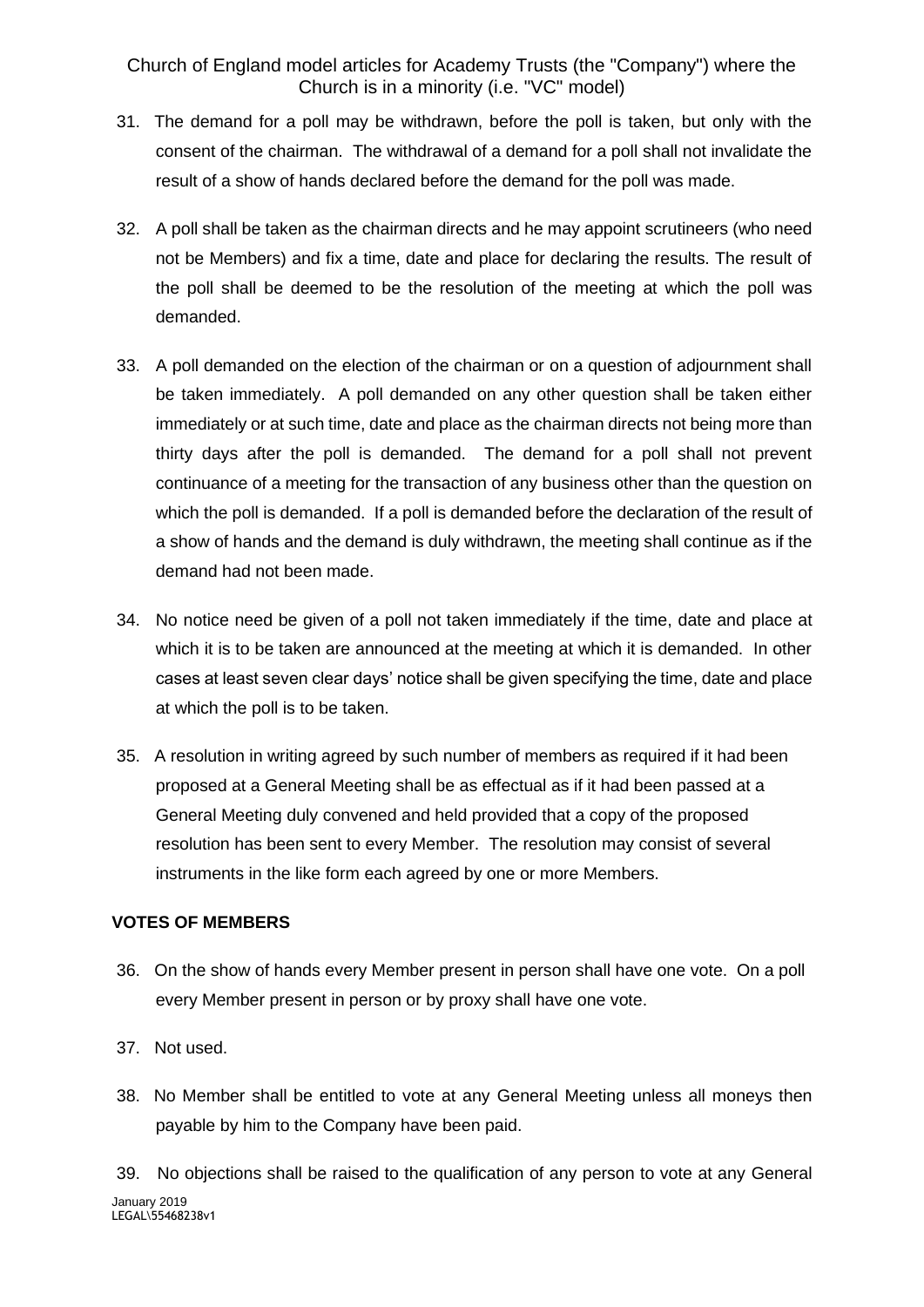31. The demand for a poll may be withdrawn, before the poll is taken, but only with the consent of the chairman. The withdrawal of a demand for a poll shall not invalidate the result of a show of hands declared before the demand for the poll was made.

32. A poll shall be taken as the chairman directs and he may appoint scrutineers (who need not be Members) and fix a time, date and place for declaring the results. The result of the poll shall be deemed to be the resolution of the meeting at which the poll was demanded.

33. A poll demanded on the election of the chairman or on a question of adjournment shall be taken immediately. A poll demanded on any other question shall be taken either immediately or at such time, date and place as the chairman directs not being more than thirty days after the poll is demanded. The demand for a poll shall not prevent continuance of a meeting for the transaction of any business other than the question on which the poll is demanded. If a poll is demanded before the declaration of the result of a show of hands and the demand is duly withdrawn, the meeting shall continue as if the demand had not been made.

34. No notice need be given of a poll not taken immediately if the time, date and place at which it is to be taken are announced at the meeting at which it is demanded. In other cases at least seven clear days' notice shall be given specifying the time, date and place at which the poll is to be taken.

35. A resolution in writing agreed by such number of members as required if it had been proposed at a General Meeting shall be as effectual as if it had been passed at a General Meeting duly convened and held provided that a copy of the proposed resolution has been sent to every Member. The resolution may consist of several instruments in the like form each agreed by one or more Members.

**VOTES OF MEMBERS**

36. On the show of hands every Member present in person shall have one vote. On a poll every Member present in person or by proxy shall have one vote.

37. Not used.

38. No Member shall be entitled to vote at any General Meeting unless all moneys then payable by him to the Company have been paid.

39. No objections shall be raised to the qualification of any person to vote at any General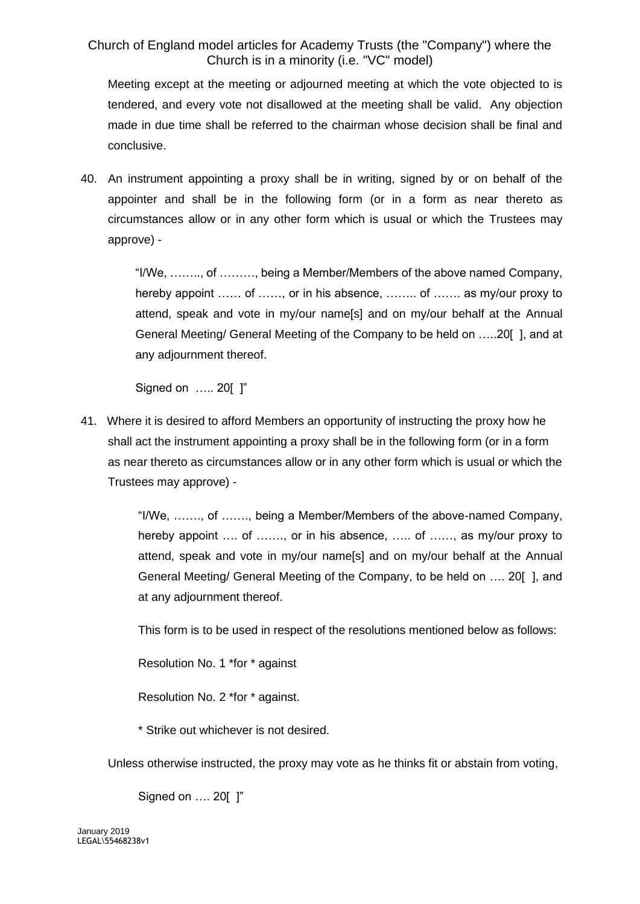Meeting except at the meeting or adjourned meeting at which the vote objected to is tendered, and every vote not disallowed at the meeting shall be valid. Any objection made in due time shall be referred to the chairman whose decision shall be final and conclusive.

40. An instrument appointing a proxy shall be in writing, signed by or on behalf of the appointer and shall be in the following form (or in a form as near thereto as circumstances allow or in any other form which is usual or which the Trustees may approve) -

> "I/We, …….., of ………, being a Member/Members of the above named Company, hereby appoint …… of ……, or in his absence, …….. of ……. as my/our proxy to attend, speak and vote in my/our name[s] and on my/our behalf at the Annual General Meeting/ General Meeting of the Company to be held on …..20[ ], and at any adjournment thereof.
>
> Signed on ….. 20[ ]"

41. Where it is desired to afford Members an opportunity of instructing the proxy how he shall act the instrument appointing a proxy shall be in the following form (or in a form as near thereto as circumstances allow or in any other form which is usual or which the Trustees may approve) -

> "I/We, ……., of ……., being a Member/Members of the above-named Company, hereby appoint …. of ……., or in his absence, ….. of ……, as my/our proxy to attend, speak and vote in my/our name[s] and on my/our behalf at the Annual General Meeting/ General Meeting of the Company, to be held on …. 20[ ], and at any adjournment thereof.
>
> This form is to be used in respect of the resolutions mentioned below as follows:
>
> Resolution No. 1 *for * against
>
> Resolution No. 2 *for * against.
>
> * Strike out whichever is not desired.

Unless otherwise instructed, the proxy may vote as he thinks fit or abstain from voting,

> Signed on …. 20[ ]"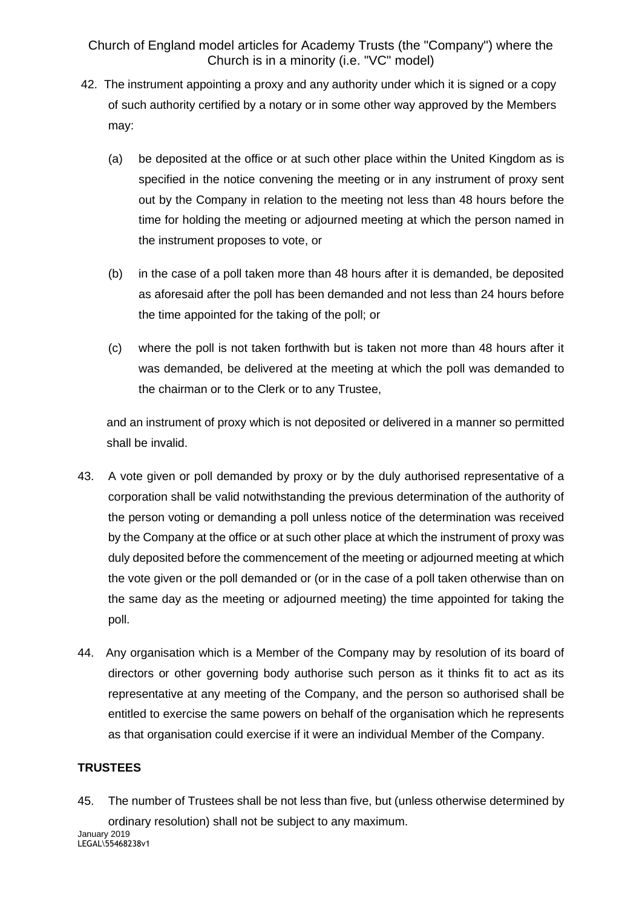42. The instrument appointing a proxy and any authority under which it is signed or a copy of such authority certified by a notary or in some other way approved by the Members may:

    (a) be deposited at the office or at such other place within the United Kingdom as is specified in the notice convening the meeting or in any instrument of proxy sent out by the Company in relation to the meeting not less than 48 hours before the time for holding the meeting or adjourned meeting at which the person named in the instrument proposes to vote, or

    (b) in the case of a poll taken more than 48 hours after it is demanded, be deposited as aforesaid after the poll has been demanded and not less than 24 hours before the time appointed for the taking of the poll; or

    (c) where the poll is not taken forthwith but is taken not more than 48 hours after it was demanded, be delivered at the meeting at which the poll was demanded to the chairman or to the Clerk or to any Trustee,

    and an instrument of proxy which is not deposited or delivered in a manner so permitted shall be invalid.

43. A vote given or poll demanded by proxy or by the duly authorised representative of a corporation shall be valid notwithstanding the previous determination of the authority of the person voting or demanding a poll unless notice of the determination was received by the Company at the office or at such other place at which the instrument of proxy was duly deposited before the commencement of the meeting or adjourned meeting at which the vote given or the poll demanded or (or in the case of a poll taken otherwise than on the same day as the meeting or adjourned meeting) the time appointed for taking the poll.

44. Any organisation which is a Member of the Company may by resolution of its board of directors or other governing body authorise such person as it thinks fit to act as its representative at any meeting of the Company, and the person so authorised shall be entitled to exercise the same powers on behalf of the organisation which he represents as that organisation could exercise if it were an individual Member of the Company.

**TRUSTEES**

45. The number of Trustees shall be not less than five, but (unless otherwise determined by ordinary resolution) shall not be subject to any maximum.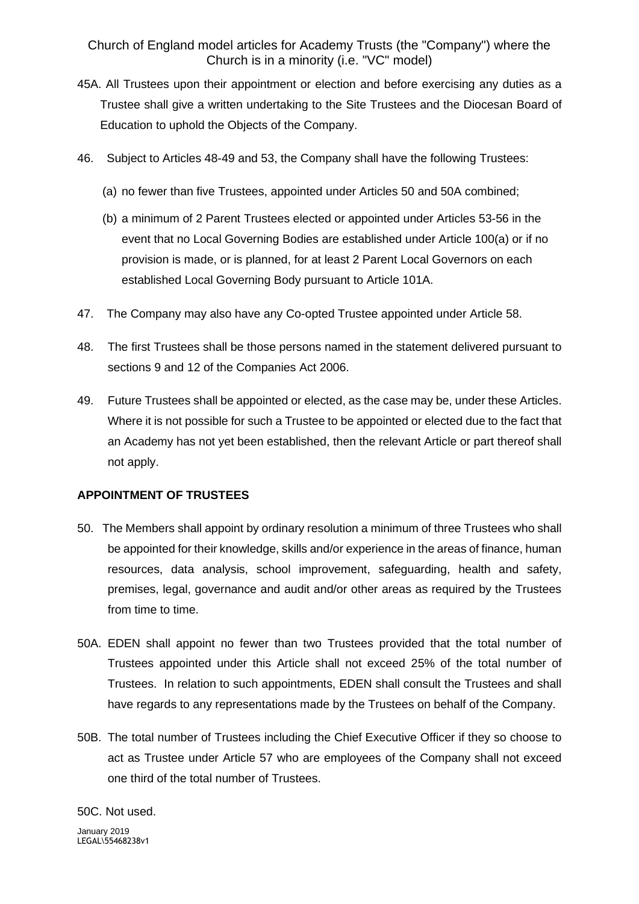45A. All Trustees upon their appointment or election and before exercising any duties as a Trustee shall give a written undertaking to the Site Trustees and the Diocesan Board of Education to uphold the Objects of the Company.

46. Subject to Articles 48-49 and 53, the Company shall have the following Trustees:

(a) no fewer than five Trustees, appointed under Articles 50 and 50A combined;

(b) a minimum of 2 Parent Trustees elected or appointed under Articles 53-56 in the event that no Local Governing Bodies are established under Article 100(a) or if no provision is made, or is planned, for at least 2 Parent Local Governors on each established Local Governing Body pursuant to Article 101A.

47. The Company may also have any Co-opted Trustee appointed under Article 58.

48. The first Trustees shall be those persons named in the statement delivered pursuant to sections 9 and 12 of the Companies Act 2006.

49. Future Trustees shall be appointed or elected, as the case may be, under these Articles. Where it is not possible for such a Trustee to be appointed or elected due to the fact that an Academy has not yet been established, then the relevant Article or part thereof shall not apply.

**APPOINTMENT OF TRUSTEES**

50. The Members shall appoint by ordinary resolution a minimum of three Trustees who shall be appointed for their knowledge, skills and/or experience in the areas of finance, human resources, data analysis, school improvement, safeguarding, health and safety, premises, legal, governance and audit and/or other areas as required by the Trustees from time to time.

50A. EDEN shall appoint no fewer than two Trustees provided that the total number of Trustees appointed under this Article shall not exceed 25% of the total number of Trustees. In relation to such appointments, EDEN shall consult the Trustees and shall have regards to any representations made by the Trustees on behalf of the Company.

50B. The total number of Trustees including the Chief Executive Officer if they so choose to act as Trustee under Article 57 who are employees of the Company shall not exceed one third of the total number of Trustees.

50C. Not used.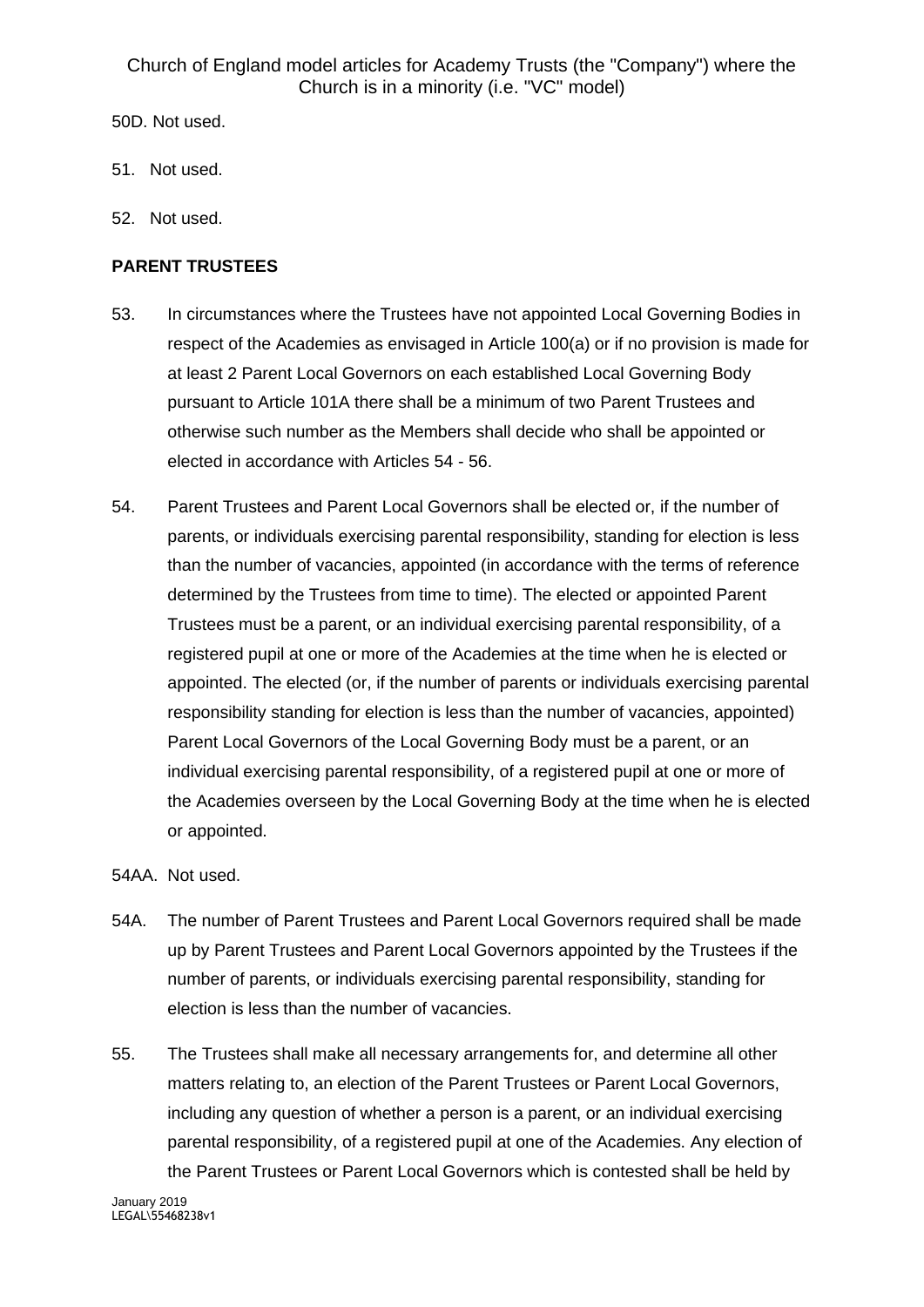50D. Not used.

51. Not used.

52. Not used.

**PARENT TRUSTEES**

53. In circumstances where the Trustees have not appointed Local Governing Bodies in respect of the Academies as envisaged in Article 100(a) or if no provision is made for at least 2 Parent Local Governors on each established Local Governing Body pursuant to Article 101A there shall be a minimum of two Parent Trustees and otherwise such number as the Members shall decide who shall be appointed or elected in accordance with Articles 54 - 56.

54. Parent Trustees and Parent Local Governors shall be elected or, if the number of parents, or individuals exercising parental responsibility, standing for election is less than the number of vacancies, appointed (in accordance with the terms of reference determined by the Trustees from time to time). The elected or appointed Parent Trustees must be a parent, or an individual exercising parental responsibility, of a registered pupil at one or more of the Academies at the time when he is elected or appointed. The elected (or, if the number of parents or individuals exercising parental responsibility standing for election is less than the number of vacancies, appointed) Parent Local Governors of the Local Governing Body must be a parent, or an individual exercising parental responsibility, of a registered pupil at one or more of the Academies overseen by the Local Governing Body at the time when he is elected or appointed.

54AA. Not used.

54A. The number of Parent Trustees and Parent Local Governors required shall be made up by Parent Trustees and Parent Local Governors appointed by the Trustees if the number of parents, or individuals exercising parental responsibility, standing for election is less than the number of vacancies.

55. The Trustees shall make all necessary arrangements for, and determine all other matters relating to, an election of the Parent Trustees or Parent Local Governors, including any question of whether a person is a parent, or an individual exercising parental responsibility, of a registered pupil at one of the Academies. Any election of the Parent Trustees or Parent Local Governors which is contested shall be held by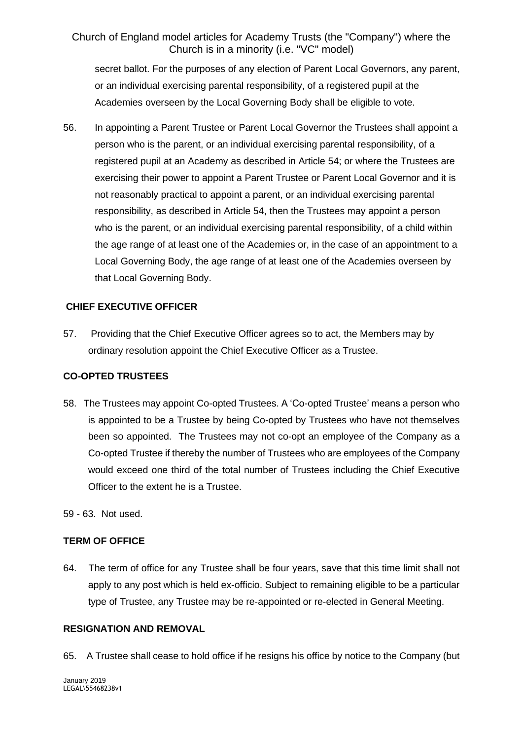secret ballot. For the purposes of any election of Parent Local Governors, any parent, or an individual exercising parental responsibility, of a registered pupil at the Academies overseen by the Local Governing Body shall be eligible to vote.

56. In appointing a Parent Trustee or Parent Local Governor the Trustees shall appoint a person who is the parent, or an individual exercising parental responsibility, of a registered pupil at an Academy as described in Article 54; or where the Trustees are exercising their power to appoint a Parent Trustee or Parent Local Governor and it is not reasonably practical to appoint a parent, or an individual exercising parental responsibility, as described in Article 54, then the Trustees may appoint a person who is the parent, or an individual exercising parental responsibility, of a child within the age range of at least one of the Academies or, in the case of an appointment to a Local Governing Body, the age range of at least one of the Academies overseen by that Local Governing Body.

**CHIEF EXECUTIVE OFFICER**

57. Providing that the Chief Executive Officer agrees so to act, the Members may by ordinary resolution appoint the Chief Executive Officer as a Trustee.

**CO-OPTED TRUSTEES**

58. The Trustees may appoint Co-opted Trustees. A 'Co-opted Trustee' means a person who is appointed to be a Trustee by being Co-opted by Trustees who have not themselves been so appointed. The Trustees may not co-opt an employee of the Company as a Co-opted Trustee if thereby the number of Trustees who are employees of the Company would exceed one third of the total number of Trustees including the Chief Executive Officer to the extent he is a Trustee.

59 - 63. Not used.

**TERM OF OFFICE**

64. The term of office for any Trustee shall be four years, save that this time limit shall not apply to any post which is held ex-officio. Subject to remaining eligible to be a particular type of Trustee, any Trustee may be re-appointed or re-elected in General Meeting.

**RESIGNATION AND REMOVAL**

65. A Trustee shall cease to hold office if he resigns his office by notice to the Company (but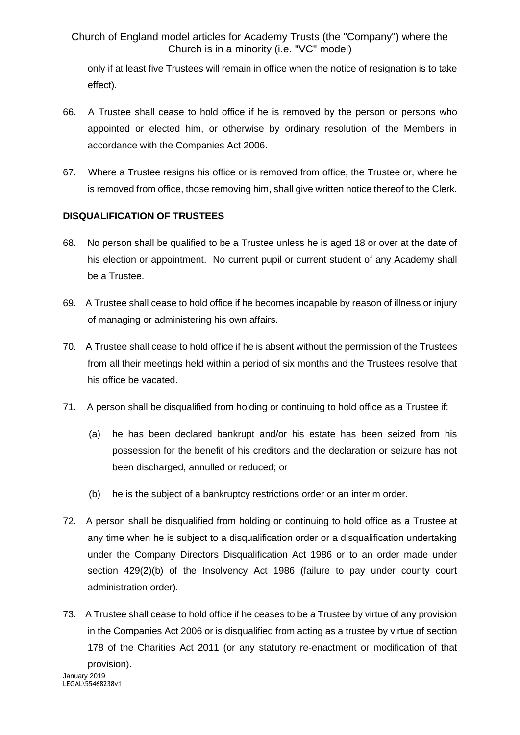only if at least five Trustees will remain in office when the notice of resignation is to take effect).

66. A Trustee shall cease to hold office if he is removed by the person or persons who appointed or elected him, or otherwise by ordinary resolution of the Members in accordance with the Companies Act 2006.

67. Where a Trustee resigns his office or is removed from office, the Trustee or, where he is removed from office, those removing him, shall give written notice thereof to the Clerk.

**DISQUALIFICATION OF TRUSTEES**

68. No person shall be qualified to be a Trustee unless he is aged 18 or over at the date of his election or appointment. No current pupil or current student of any Academy shall be a Trustee.

69. A Trustee shall cease to hold office if he becomes incapable by reason of illness or injury of managing or administering his own affairs.

70. A Trustee shall cease to hold office if he is absent without the permission of the Trustees from all their meetings held within a period of six months and the Trustees resolve that his office be vacated.

71. A person shall be disqualified from holding or continuing to hold office as a Trustee if:

   (a) he has been declared bankrupt and/or his estate has been seized from his possession for the benefit of his creditors and the declaration or seizure has not been discharged, annulled or reduced; or

   (b) he is the subject of a bankruptcy restrictions order or an interim order.

72. A person shall be disqualified from holding or continuing to hold office as a Trustee at any time when he is subject to a disqualification order or a disqualification undertaking under the Company Directors Disqualification Act 1986 or to an order made under section 429(2)(b) of the Insolvency Act 1986 (failure to pay under county court administration order).

73. A Trustee shall cease to hold office if he ceases to be a Trustee by virtue of any provision in the Companies Act 2006 or is disqualified from acting as a trustee by virtue of section 178 of the Charities Act 2011 (or any statutory re-enactment or modification of that provision).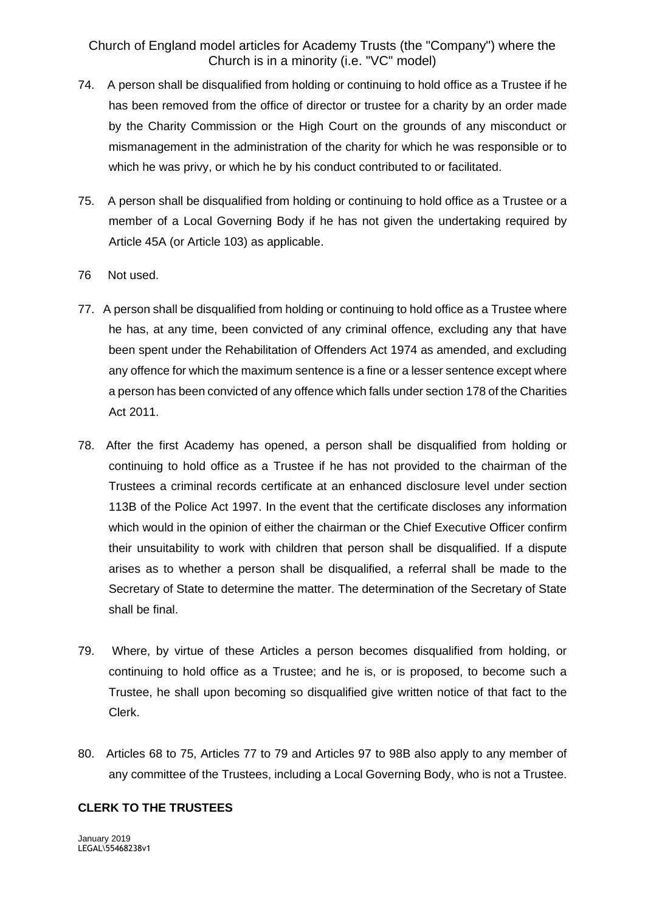74. A person shall be disqualified from holding or continuing to hold office as a Trustee if he has been removed from the office of director or trustee for a charity by an order made by the Charity Commission or the High Court on the grounds of any misconduct or mismanagement in the administration of the charity for which he was responsible or to which he was privy, or which he by his conduct contributed to or facilitated.

75. A person shall be disqualified from holding or continuing to hold office as a Trustee or a member of a Local Governing Body if he has not given the undertaking required by Article 45A (or Article 103) as applicable.

76 Not used.

77. A person shall be disqualified from holding or continuing to hold office as a Trustee where he has, at any time, been convicted of any criminal offence, excluding any that have been spent under the Rehabilitation of Offenders Act 1974 as amended, and excluding any offence for which the maximum sentence is a fine or a lesser sentence except where a person has been convicted of any offence which falls under section 178 of the Charities Act 2011.

78. After the first Academy has opened, a person shall be disqualified from holding or continuing to hold office as a Trustee if he has not provided to the chairman of the Trustees a criminal records certificate at an enhanced disclosure level under section 113B of the Police Act 1997. In the event that the certificate discloses any information which would in the opinion of either the chairman or the Chief Executive Officer confirm their unsuitability to work with children that person shall be disqualified. If a dispute arises as to whether a person shall be disqualified, a referral shall be made to the Secretary of State to determine the matter. The determination of the Secretary of State shall be final.

79. Where, by virtue of these Articles a person becomes disqualified from holding, or continuing to hold office as a Trustee; and he is, or is proposed, to become such a Trustee, he shall upon becoming so disqualified give written notice of that fact to the Clerk.

80. Articles 68 to 75, Articles 77 to 79 and Articles 97 to 98B also apply to any member of any committee of the Trustees, including a Local Governing Body, who is not a Trustee.

**CLERK TO THE TRUSTEES**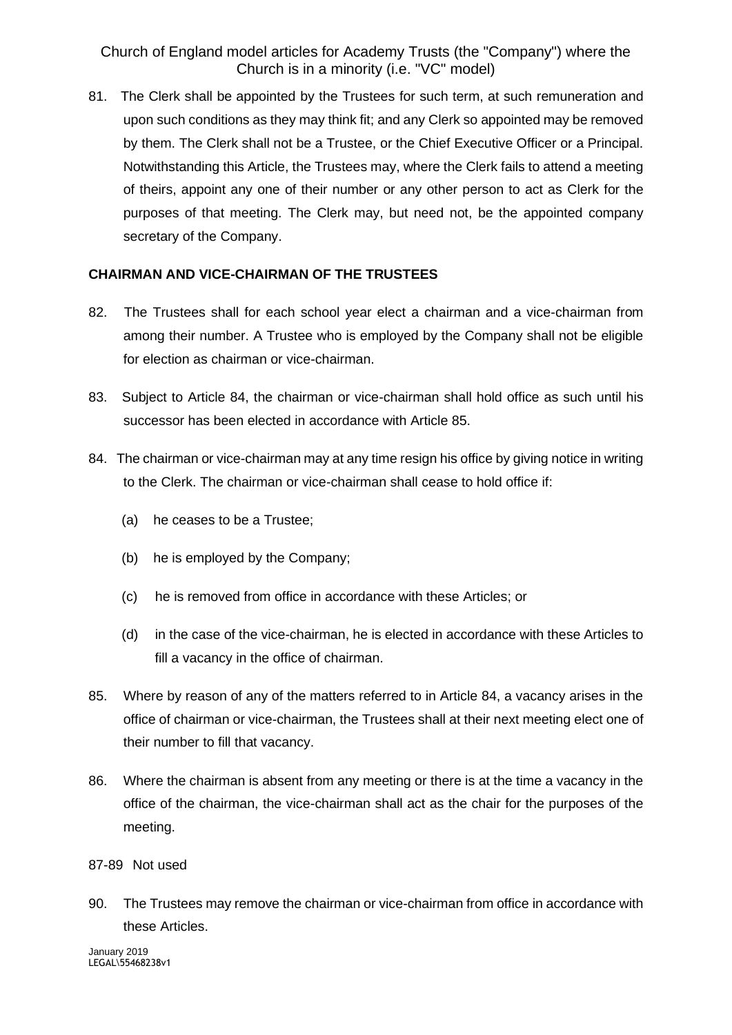81. The Clerk shall be appointed by the Trustees for such term, at such remuneration and upon such conditions as they may think fit; and any Clerk so appointed may be removed by them. The Clerk shall not be a Trustee, or the Chief Executive Officer or a Principal. Notwithstanding this Article, the Trustees may, where the Clerk fails to attend a meeting of theirs, appoint any one of their number or any other person to act as Clerk for the purposes of that meeting. The Clerk may, but need not, be the appointed company secretary of the Company.

**CHAIRMAN AND VICE-CHAIRMAN OF THE TRUSTEES**

82. The Trustees shall for each school year elect a chairman and a vice-chairman from among their number. A Trustee who is employed by the Company shall not be eligible for election as chairman or vice-chairman.

83. Subject to Article 84, the chairman or vice-chairman shall hold office as such until his successor has been elected in accordance with Article 85.

84. The chairman or vice-chairman may at any time resign his office by giving notice in writing to the Clerk. The chairman or vice-chairman shall cease to hold office if:

   (a) he ceases to be a Trustee;

   (b) he is employed by the Company;

   (c) he is removed from office in accordance with these Articles; or

   (d) in the case of the vice-chairman, he is elected in accordance with these Articles to fill a vacancy in the office of chairman.

85. Where by reason of any of the matters referred to in Article 84, a vacancy arises in the office of chairman or vice-chairman, the Trustees shall at their next meeting elect one of their number to fill that vacancy.

86. Where the chairman is absent from any meeting or there is at the time a vacancy in the office of the chairman, the vice-chairman shall act as the chair for the purposes of the meeting.

87-89 Not used

90. The Trustees may remove the chairman or vice-chairman from office in accordance with these Articles.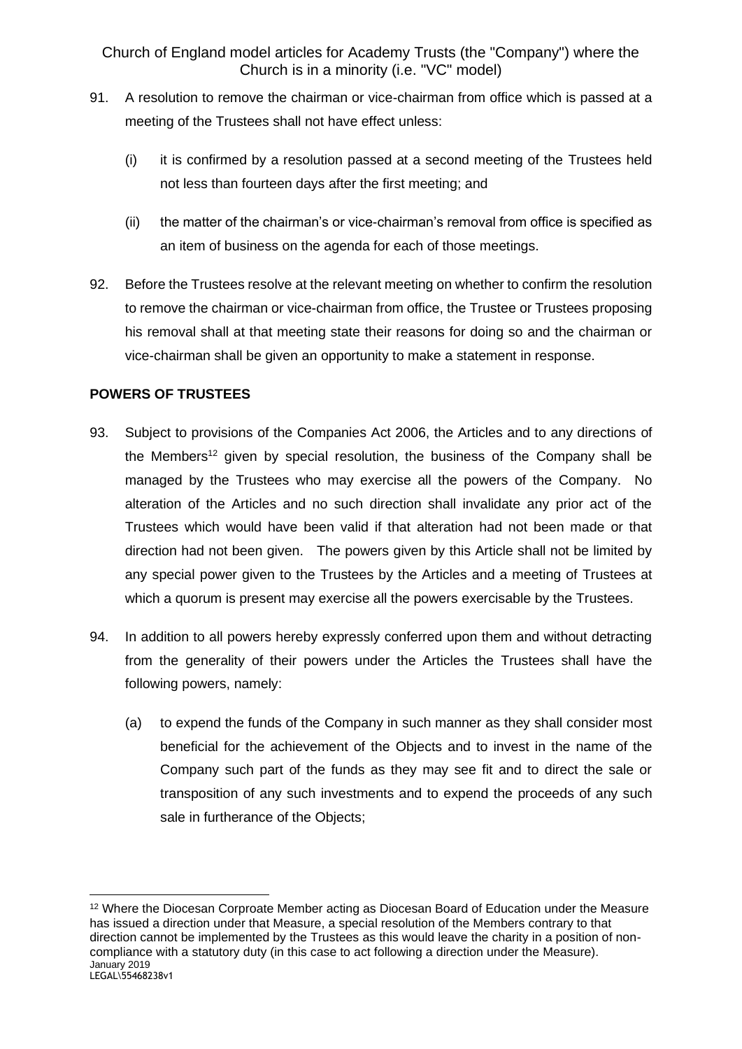91. A resolution to remove the chairman or vice-chairman from office which is passed at a meeting of the Trustees shall not have effect unless:

    (i) it is confirmed by a resolution passed at a second meeting of the Trustees held not less than fourteen days after the first meeting; and

    (ii) the matter of the chairman's or vice-chairman's removal from office is specified as an item of business on the agenda for each of those meetings.

92. Before the Trustees resolve at the relevant meeting on whether to confirm the resolution to remove the chairman or vice-chairman from office, the Trustee or Trustees proposing his removal shall at that meeting state their reasons for doing so and the chairman or vice-chairman shall be given an opportunity to make a statement in response.

**POWERS OF TRUSTEES**

93. Subject to provisions of the Companies Act 2006, the Articles and to any directions of the Members[12] given by special resolution, the business of the Company shall be managed by the Trustees who may exercise all the powers of the Company. No alteration of the Articles and no such direction shall invalidate any prior act of the Trustees which would have been valid if that alteration had not been made or that direction had not been given. The powers given by this Article shall not be limited by any special power given to the Trustees by the Articles and a meeting of Trustees at which a quorum is present may exercise all the powers exercisable by the Trustees.

94. In addition to all powers hereby expressly conferred upon them and without detracting from the generality of their powers under the Articles the Trustees shall have the following powers, namely:

    (a) to expend the funds of the Company in such manner as they shall consider most beneficial for the achievement of the Objects and to invest in the name of the Company such part of the funds as they may see fit and to direct the sale or transposition of any such investments and to expend the proceeds of any such sale in furtherance of the Objects;

[12] Where the Diocesan Corproate Member acting as Diocesan Board of Education under the Measure has issued a direction under that Measure, a special resolution of the Members contrary to that direction cannot be implemented by the Trustees as this would leave the charity in a position of non-compliance with a statutory duty (in this case to act following a direction under the Measure).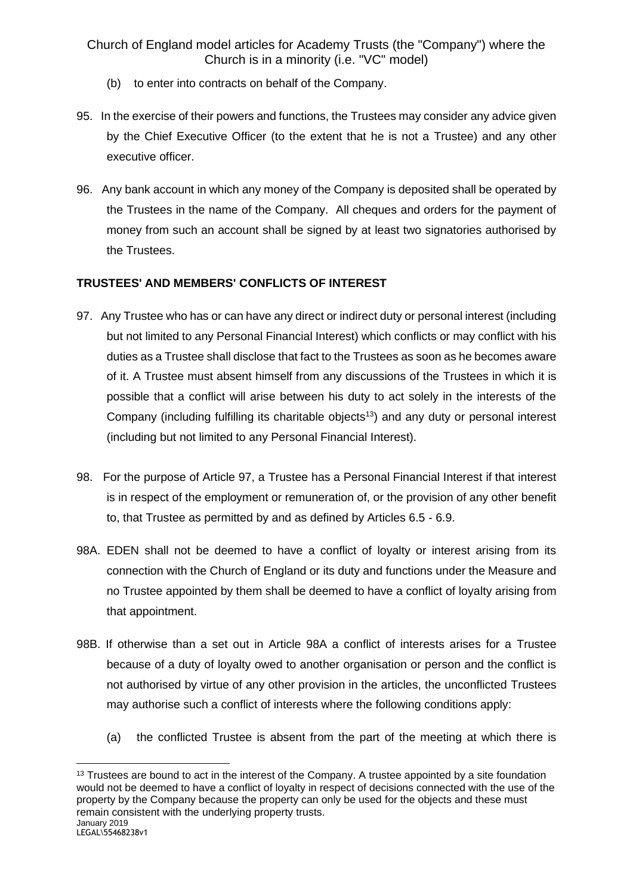(b) to enter into contracts on behalf of the Company.

95. In the exercise of their powers and functions, the Trustees may consider any advice given by the Chief Executive Officer (to the extent that he is not a Trustee) and any other executive officer.

96. Any bank account in which any money of the Company is deposited shall be operated by the Trustees in the name of the Company. All cheques and orders for the payment of money from such an account shall be signed by at least two signatories authorised by the Trustees.

**TRUSTEES' AND MEMBERS' CONFLICTS OF INTEREST**

97. Any Trustee who has or can have any direct or indirect duty or personal interest (including but not limited to any Personal Financial Interest) which conflicts or may conflict with his duties as a Trustee shall disclose that fact to the Trustees as soon as he becomes aware of it. A Trustee must absent himself from any discussions of the Trustees in which it is possible that a conflict will arise between his duty to act solely in the interests of the Company (including fulfilling its charitable objects[13]) and any duty or personal interest (including but not limited to any Personal Financial Interest).

98. For the purpose of Article 97, a Trustee has a Personal Financial Interest if that interest is in respect of the employment or remuneration of, or the provision of any other benefit to, that Trustee as permitted by and as defined by Articles 6.5 - 6.9.

98A. EDEN shall not be deemed to have a conflict of loyalty or interest arising from its connection with the Church of England or its duty and functions under the Measure and no Trustee appointed by them shall be deemed to have a conflict of loyalty arising from that appointment.

98B. If otherwise than a set out in Article 98A a conflict of interests arises for a Trustee because of a duty of loyalty owed to another organisation or person and the conflict is not authorised by virtue of any other provision in the articles, the unconflicted Trustees may authorise such a conflict of interests where the following conditions apply:

(a) the conflicted Trustee is absent from the part of the meeting at which there is

[13] Trustees are bound to act in the interest of the Company. A trustee appointed by a site foundation would not be deemed to have a conflict of loyalty in respect of decisions connected with the use of the property by the Company because the property can only be used for the objects and these must remain consistent with the underlying property trusts.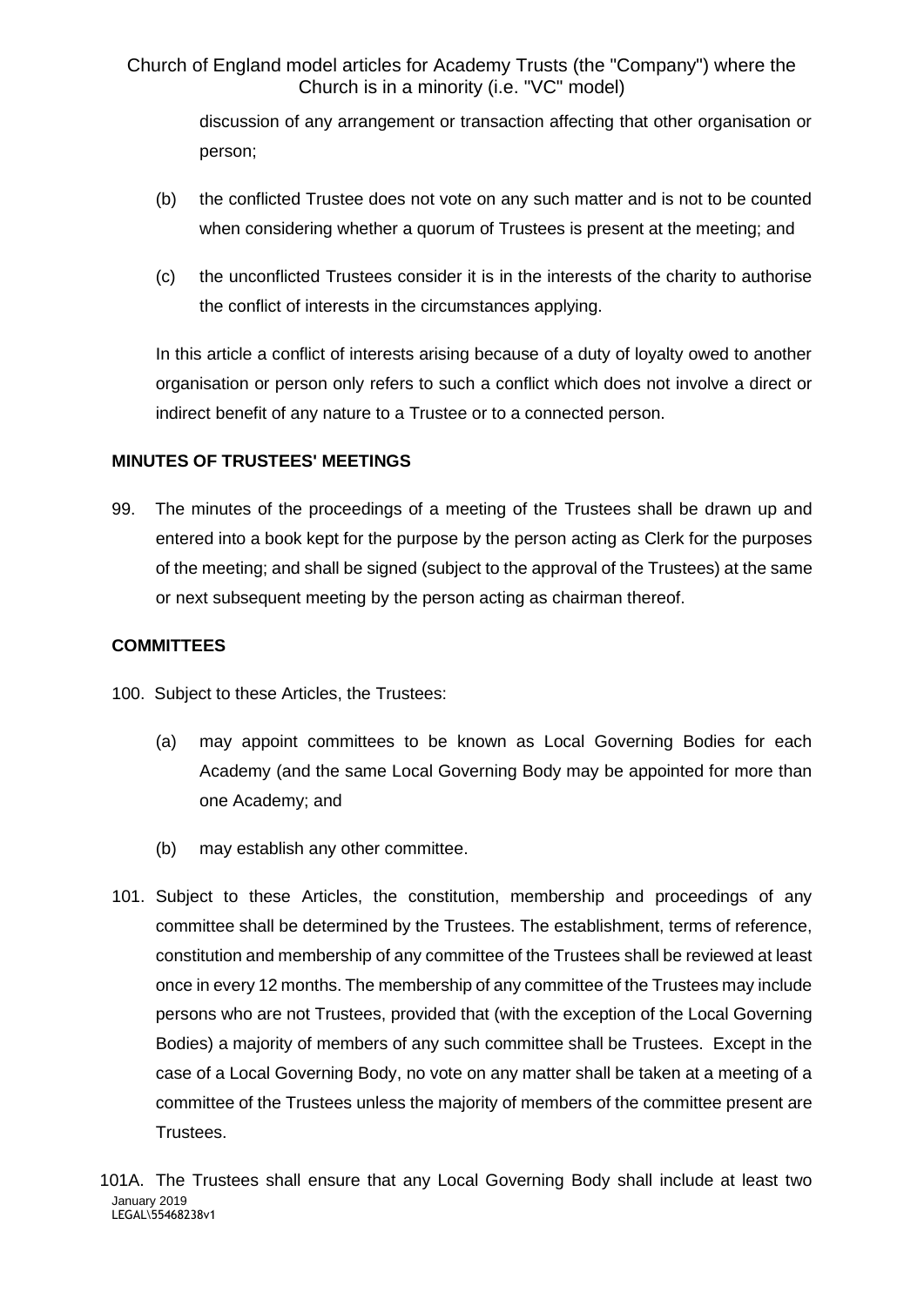discussion of any arrangement or transaction affecting that other organisation or person;

(b) the conflicted Trustee does not vote on any such matter and is not to be counted when considering whether a quorum of Trustees is present at the meeting; and

(c) the unconflicted Trustees consider it is in the interests of the charity to authorise the conflict of interests in the circumstances applying.

In this article a conflict of interests arising because of a duty of loyalty owed to another organisation or person only refers to such a conflict which does not involve a direct or indirect benefit of any nature to a Trustee or to a connected person.

**MINUTES OF TRUSTEES' MEETINGS**

99. The minutes of the proceedings of a meeting of the Trustees shall be drawn up and entered into a book kept for the purpose by the person acting as Clerk for the purposes of the meeting; and shall be signed (subject to the approval of the Trustees) at the same or next subsequent meeting by the person acting as chairman thereof.

**COMMITTEES**

100. Subject to these Articles, the Trustees:

(a) may appoint committees to be known as Local Governing Bodies for each Academy (and the same Local Governing Body may be appointed for more than one Academy; and

(b) may establish any other committee.

101. Subject to these Articles, the constitution, membership and proceedings of any committee shall be determined by the Trustees. The establishment, terms of reference, constitution and membership of any committee of the Trustees shall be reviewed at least once in every 12 months. The membership of any committee of the Trustees may include persons who are not Trustees, provided that (with the exception of the Local Governing Bodies) a majority of members of any such committee shall be Trustees. Except in the case of a Local Governing Body, no vote on any matter shall be taken at a meeting of a committee of the Trustees unless the majority of members of the committee present are Trustees.

101A. The Trustees shall ensure that any Local Governing Body shall include at least two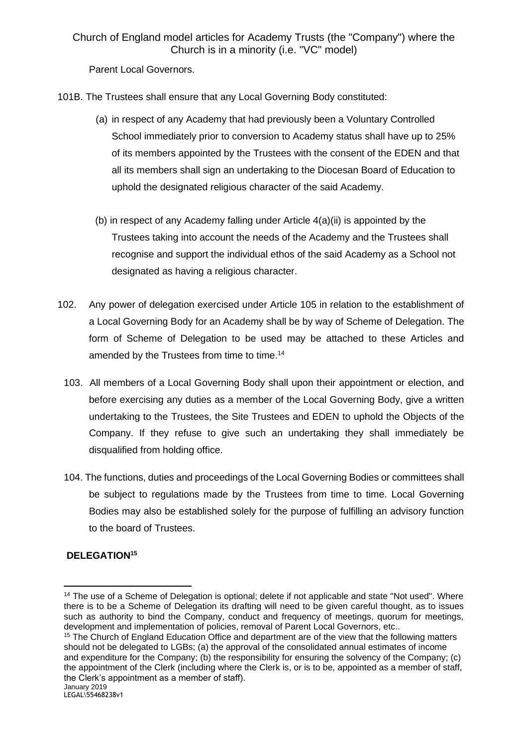Parent Local Governors.

101B. The Trustees shall ensure that any Local Governing Body constituted:

(a) in respect of any Academy that had previously been a Voluntary Controlled School immediately prior to conversion to Academy status shall have up to 25% of its members appointed by the Trustees with the consent of the EDEN and that all its members shall sign an undertaking to the Diocesan Board of Education to uphold the designated religious character of the said Academy.

(b) in respect of any Academy falling under Article 4(a)(ii) is appointed by the Trustees taking into account the needs of the Academy and the Trustees shall recognise and support the individual ethos of the said Academy as a School not designated as having a religious character.

102. Any power of delegation exercised under Article 105 in relation to the establishment of a Local Governing Body for an Academy shall be by way of Scheme of Delegation. The form of Scheme of Delegation to be used may be attached to these Articles and amended by the Trustees from time to time.[14]

103. All members of a Local Governing Body shall upon their appointment or election, and before exercising any duties as a member of the Local Governing Body, give a written undertaking to the Trustees, the Site Trustees and EDEN to uphold the Objects of the Company. If they refuse to give such an undertaking they shall immediately be disqualified from holding office.

104. The functions, duties and proceedings of the Local Governing Bodies or committees shall be subject to regulations made by the Trustees from time to time. Local Governing Bodies may also be established solely for the purpose of fulfilling an advisory function to the board of Trustees.

**DELEGATION[15]**

[14] The use of a Scheme of Delegation is optional; delete if not applicable and state "Not used". Where there is to be a Scheme of Delegation its drafting will need to be given careful thought, as to issues such as authority to bind the Company, conduct and frequency of meetings, quorum for meetings, development and implementation of policies, removal of Parent Local Governors, etc..

[15] The Church of England Education Office and department are of the view that the following matters should not be delegated to LGBs; (a) the approval of the consolidated annual estimates of income and expenditure for the Company; (b) the responsibility for ensuring the solvency of the Company; (c) the appointment of the Clerk (including where the Clerk is, or is to be, appointed as a member of staff, the Clerk's appointment as a member of staff).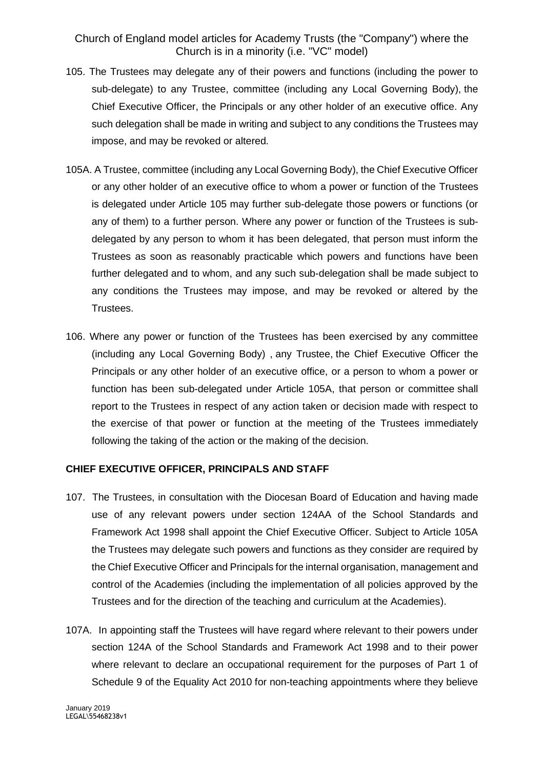105. The Trustees may delegate any of their powers and functions (including the power to sub-delegate) to any Trustee, committee (including any Local Governing Body), the Chief Executive Officer, the Principals or any other holder of an executive office. Any such delegation shall be made in writing and subject to any conditions the Trustees may impose, and may be revoked or altered.

105A. A Trustee, committee (including any Local Governing Body), the Chief Executive Officer or any other holder of an executive office to whom a power or function of the Trustees is delegated under Article 105 may further sub-delegate those powers or functions (or any of them) to a further person. Where any power or function of the Trustees is sub-delegated by any person to whom it has been delegated, that person must inform the Trustees as soon as reasonably practicable which powers and functions have been further delegated and to whom, and any such sub-delegation shall be made subject to any conditions the Trustees may impose, and may be revoked or altered by the Trustees.

106. Where any power or function of the Trustees has been exercised by any committee (including any Local Governing Body) , any Trustee, the Chief Executive Officer the Principals or any other holder of an executive office, or a person to whom a power or function has been sub-delegated under Article 105A, that person or committee shall report to the Trustees in respect of any action taken or decision made with respect to the exercise of that power or function at the meeting of the Trustees immediately following the taking of the action or the making of the decision.

**CHIEF EXECUTIVE OFFICER, PRINCIPALS AND STAFF**

107. The Trustees, in consultation with the Diocesan Board of Education and having made use of any relevant powers under section 124AA of the School Standards and Framework Act 1998 shall appoint the Chief Executive Officer. Subject to Article 105A the Trustees may delegate such powers and functions as they consider are required by the Chief Executive Officer and Principals for the internal organisation, management and control of the Academies (including the implementation of all policies approved by the Trustees and for the direction of the teaching and curriculum at the Academies).

107A. In appointing staff the Trustees will have regard where relevant to their powers under section 124A of the School Standards and Framework Act 1998 and to their power where relevant to declare an occupational requirement for the purposes of Part 1 of Schedule 9 of the Equality Act 2010 for non-teaching appointments where they believe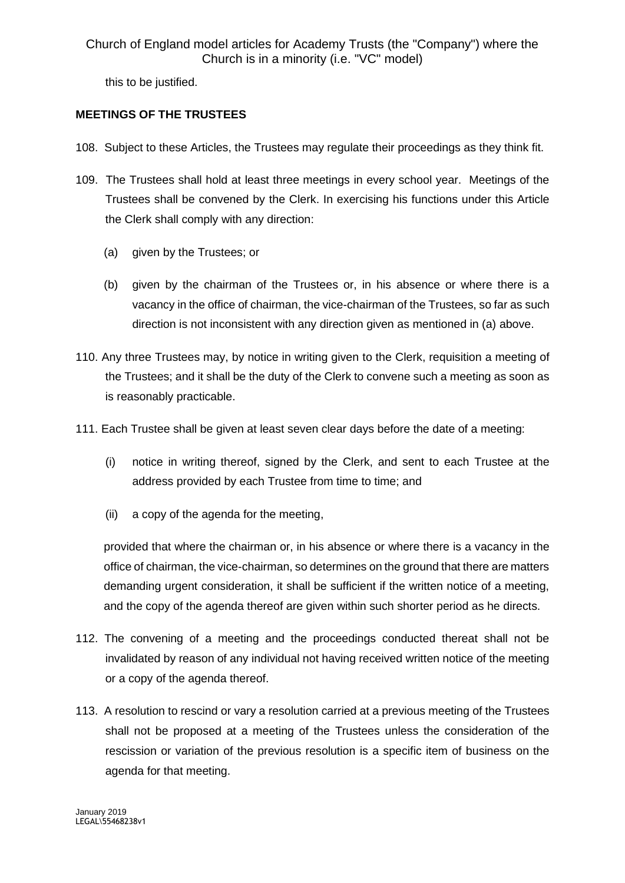this to be justified.

**MEETINGS OF THE TRUSTEES**

108. Subject to these Articles, the Trustees may regulate their proceedings as they think fit.

109. The Trustees shall hold at least three meetings in every school year. Meetings of the Trustees shall be convened by the Clerk. In exercising his functions under this Article the Clerk shall comply with any direction:

    (a) given by the Trustees; or

    (b) given by the chairman of the Trustees or, in his absence or where there is a vacancy in the office of chairman, the vice-chairman of the Trustees, so far as such direction is not inconsistent with any direction given as mentioned in (a) above.

110. Any three Trustees may, by notice in writing given to the Clerk, requisition a meeting of the Trustees; and it shall be the duty of the Clerk to convene such a meeting as soon as is reasonably practicable.

111. Each Trustee shall be given at least seven clear days before the date of a meeting:

    (i) notice in writing thereof, signed by the Clerk, and sent to each Trustee at the address provided by each Trustee from time to time; and

    (ii) a copy of the agenda for the meeting,

    provided that where the chairman or, in his absence or where there is a vacancy in the office of chairman, the vice-chairman, so determines on the ground that there are matters demanding urgent consideration, it shall be sufficient if the written notice of a meeting, and the copy of the agenda thereof are given within such shorter period as he directs.

112. The convening of a meeting and the proceedings conducted thereat shall not be invalidated by reason of any individual not having received written notice of the meeting or a copy of the agenda thereof.

113. A resolution to rescind or vary a resolution carried at a previous meeting of the Trustees shall not be proposed at a meeting of the Trustees unless the consideration of the rescission or variation of the previous resolution is a specific item of business on the agenda for that meeting.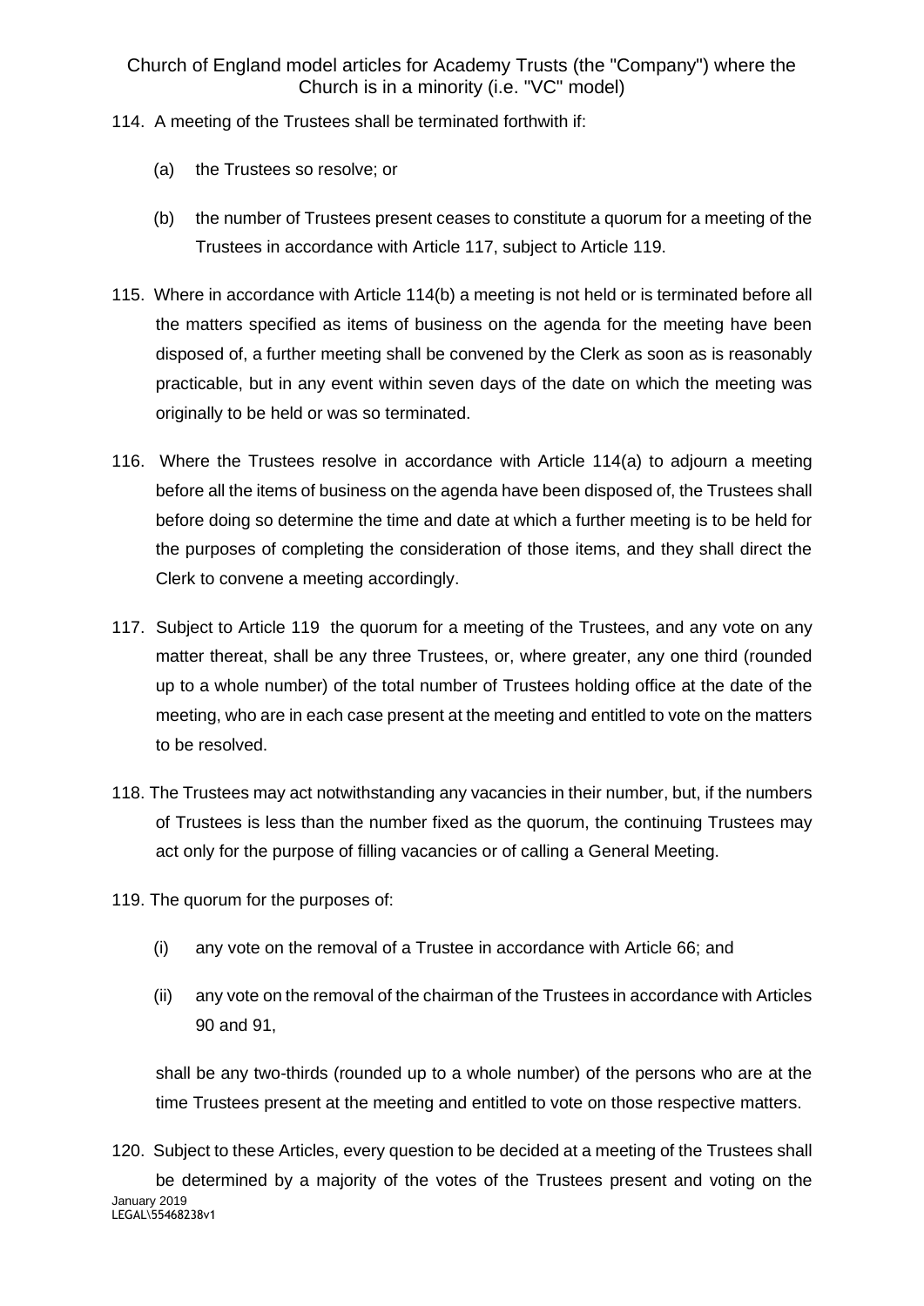114. A meeting of the Trustees shall be terminated forthwith if:

(a) the Trustees so resolve; or

(b) the number of Trustees present ceases to constitute a quorum for a meeting of the Trustees in accordance with Article 117, subject to Article 119.

115. Where in accordance with Article 114(b) a meeting is not held or is terminated before all the matters specified as items of business on the agenda for the meeting have been disposed of, a further meeting shall be convened by the Clerk as soon as is reasonably practicable, but in any event within seven days of the date on which the meeting was originally to be held or was so terminated.

116. Where the Trustees resolve in accordance with Article 114(a) to adjourn a meeting before all the items of business on the agenda have been disposed of, the Trustees shall before doing so determine the time and date at which a further meeting is to be held for the purposes of completing the consideration of those items, and they shall direct the Clerk to convene a meeting accordingly.

117. Subject to Article 119 the quorum for a meeting of the Trustees, and any vote on any matter thereat, shall be any three Trustees, or, where greater, any one third (rounded up to a whole number) of the total number of Trustees holding office at the date of the meeting, who are in each case present at the meeting and entitled to vote on the matters to be resolved.

118. The Trustees may act notwithstanding any vacancies in their number, but, if the numbers of Trustees is less than the number fixed as the quorum, the continuing Trustees may act only for the purpose of filling vacancies or of calling a General Meeting.

119. The quorum for the purposes of:

(i) any vote on the removal of a Trustee in accordance with Article 66; and

(ii) any vote on the removal of the chairman of the Trustees in accordance with Articles 90 and 91,

shall be any two-thirds (rounded up to a whole number) of the persons who are at the time Trustees present at the meeting and entitled to vote on those respective matters.

120. Subject to these Articles, every question to be decided at a meeting of the Trustees shall be determined by a majority of the votes of the Trustees present and voting on the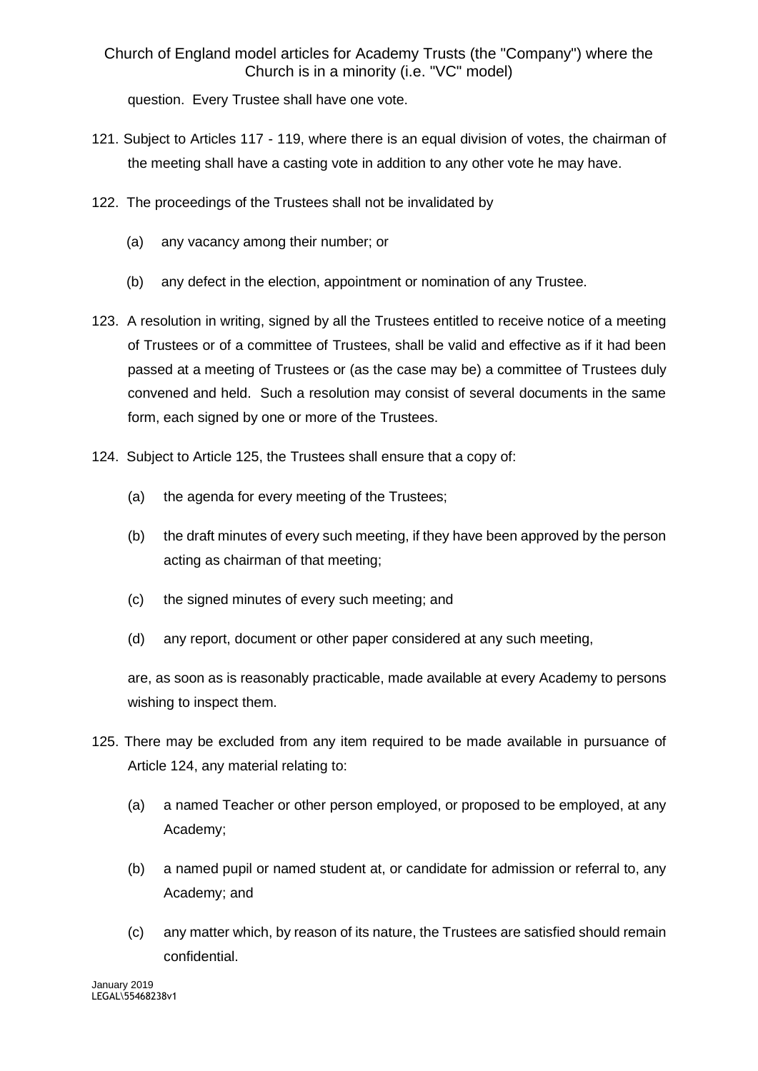question. Every Trustee shall have one vote.

121. Subject to Articles 117 - 119, where there is an equal division of votes, the chairman of the meeting shall have a casting vote in addition to any other vote he may have.

122. The proceedings of the Trustees shall not be invalidated by

   (a) any vacancy among their number; or

   (b) any defect in the election, appointment or nomination of any Trustee.

123. A resolution in writing, signed by all the Trustees entitled to receive notice of a meeting of Trustees or of a committee of Trustees, shall be valid and effective as if it had been passed at a meeting of Trustees or (as the case may be) a committee of Trustees duly convened and held. Such a resolution may consist of several documents in the same form, each signed by one or more of the Trustees.

124. Subject to Article 125, the Trustees shall ensure that a copy of:

   (a) the agenda for every meeting of the Trustees;

   (b) the draft minutes of every such meeting, if they have been approved by the person acting as chairman of that meeting;

   (c) the signed minutes of every such meeting; and

   (d) any report, document or other paper considered at any such meeting,

   are, as soon as is reasonably practicable, made available at every Academy to persons wishing to inspect them.

125. There may be excluded from any item required to be made available in pursuance of Article 124, any material relating to:

   (a) a named Teacher or other person employed, or proposed to be employed, at any Academy;

   (b) a named pupil or named student at, or candidate for admission or referral to, any Academy; and

   (c) any matter which, by reason of its nature, the Trustees are satisfied should remain confidential.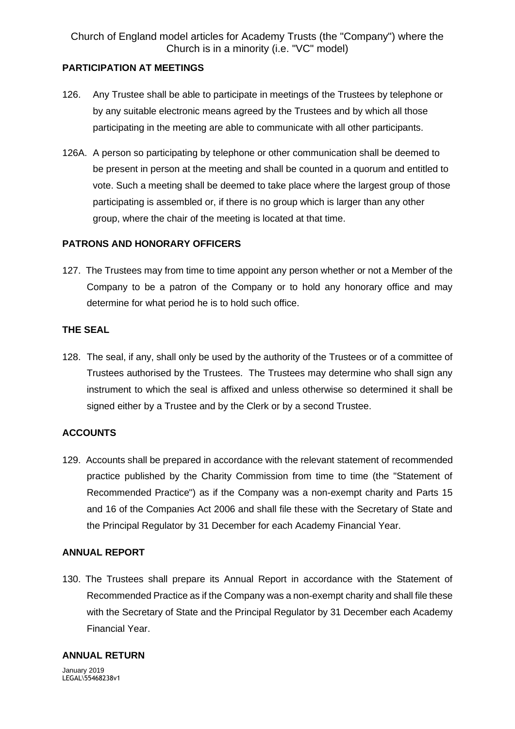**PARTICIPATION AT MEETINGS**

126. Any Trustee shall be able to participate in meetings of the Trustees by telephone or by any suitable electronic means agreed by the Trustees and by which all those participating in the meeting are able to communicate with all other participants.

126A. A person so participating by telephone or other communication shall be deemed to be present in person at the meeting and shall be counted in a quorum and entitled to vote. Such a meeting shall be deemed to take place where the largest group of those participating is assembled or, if there is no group which is larger than any other group, where the chair of the meeting is located at that time.

**PATRONS AND HONORARY OFFICERS**

127. The Trustees may from time to time appoint any person whether or not a Member of the Company to be a patron of the Company or to hold any honorary office and may determine for what period he is to hold such office.

**THE SEAL**

128. The seal, if any, shall only be used by the authority of the Trustees or of a committee of Trustees authorised by the Trustees. The Trustees may determine who shall sign any instrument to which the seal is affixed and unless otherwise so determined it shall be signed either by a Trustee and by the Clerk or by a second Trustee.

**ACCOUNTS**

129. Accounts shall be prepared in accordance with the relevant statement of recommended practice published by the Charity Commission from time to time (the "Statement of Recommended Practice") as if the Company was a non-exempt charity and Parts 15 and 16 of the Companies Act 2006 and shall file these with the Secretary of State and the Principal Regulator by 31 December for each Academy Financial Year.

**ANNUAL REPORT**

130. The Trustees shall prepare its Annual Report in accordance with the Statement of Recommended Practice as if the Company was a non-exempt charity and shall file these with the Secretary of State and the Principal Regulator by 31 December each Academy Financial Year.

**ANNUAL RETURN**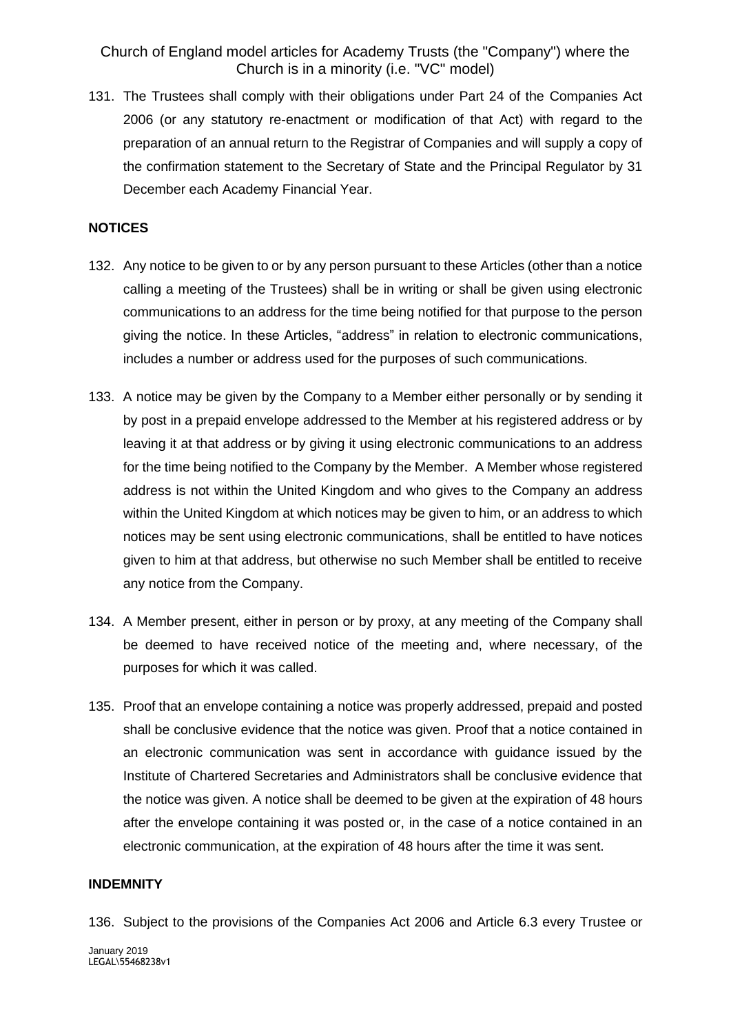131. The Trustees shall comply with their obligations under Part 24 of the Companies Act 2006 (or any statutory re-enactment or modification of that Act) with regard to the preparation of an annual return to the Registrar of Companies and will supply a copy of the confirmation statement to the Secretary of State and the Principal Regulator by 31 December each Academy Financial Year.

## NOTICES

132. Any notice to be given to or by any person pursuant to these Articles (other than a notice calling a meeting of the Trustees) shall be in writing or shall be given using electronic communications to an address for the time being notified for that purpose to the person giving the notice. In these Articles, "address" in relation to electronic communications, includes a number or address used for the purposes of such communications.

133. A notice may be given by the Company to a Member either personally or by sending it by post in a prepaid envelope addressed to the Member at his registered address or by leaving it at that address or by giving it using electronic communications to an address for the time being notified to the Company by the Member. A Member whose registered address is not within the United Kingdom and who gives to the Company an address within the United Kingdom at which notices may be given to him, or an address to which notices may be sent using electronic communications, shall be entitled to have notices given to him at that address, but otherwise no such Member shall be entitled to receive any notice from the Company.

134. A Member present, either in person or by proxy, at any meeting of the Company shall be deemed to have received notice of the meeting and, where necessary, of the purposes for which it was called.

135. Proof that an envelope containing a notice was properly addressed, prepaid and posted shall be conclusive evidence that the notice was given. Proof that a notice contained in an electronic communication was sent in accordance with guidance issued by the Institute of Chartered Secretaries and Administrators shall be conclusive evidence that the notice was given. A notice shall be deemed to be given at the expiration of 48 hours after the envelope containing it was posted or, in the case of a notice contained in an electronic communication, at the expiration of 48 hours after the time it was sent.

## INDEMNITY

136. Subject to the provisions of the Companies Act 2006 and Article 6.3 every Trustee or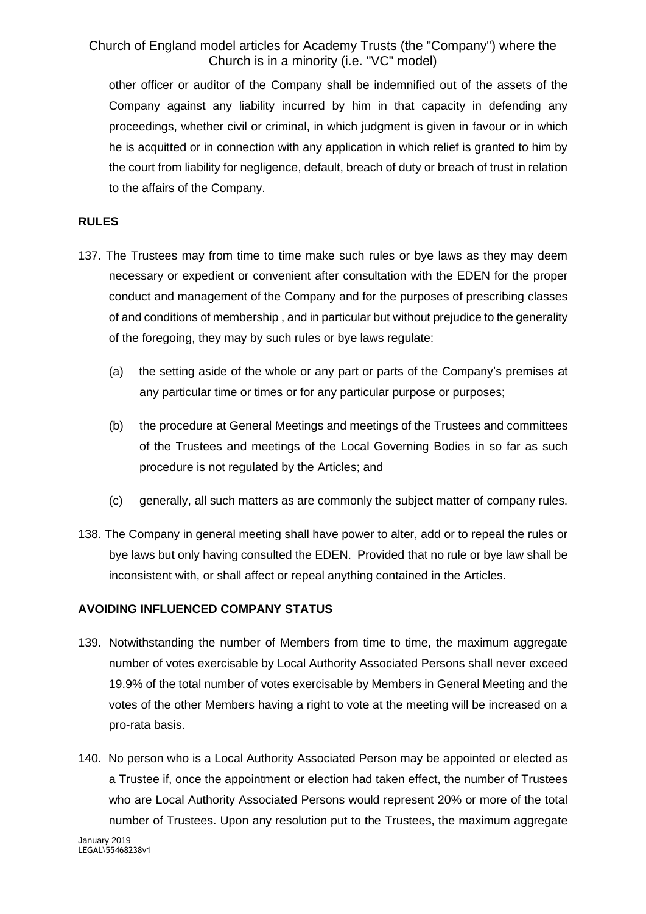other officer or auditor of the Company shall be indemnified out of the assets of the Company against any liability incurred by him in that capacity in defending any proceedings, whether civil or criminal, in which judgment is given in favour or in which he is acquitted or in connection with any application in which relief is granted to him by the court from liability for negligence, default, breach of duty or breach of trust in relation to the affairs of the Company.

**RULES**

137. The Trustees may from time to time make such rules or bye laws as they may deem necessary or expedient or convenient after consultation with the EDEN for the proper conduct and management of the Company and for the purposes of prescribing classes of and conditions of membership , and in particular but without prejudice to the generality of the foregoing, they may by such rules or bye laws regulate:

    (a) the setting aside of the whole or any part or parts of the Company's premises at any particular time or times or for any particular purpose or purposes;

    (b) the procedure at General Meetings and meetings of the Trustees and committees of the Trustees and meetings of the Local Governing Bodies in so far as such procedure is not regulated by the Articles; and

    (c) generally, all such matters as are commonly the subject matter of company rules.

138. The Company in general meeting shall have power to alter, add or to repeal the rules or bye laws but only having consulted the EDEN. Provided that no rule or bye law shall be inconsistent with, or shall affect or repeal anything contained in the Articles.

**AVOIDING INFLUENCED COMPANY STATUS**

139. Notwithstanding the number of Members from time to time, the maximum aggregate number of votes exercisable by Local Authority Associated Persons shall never exceed 19.9% of the total number of votes exercisable by Members in General Meeting and the votes of the other Members having a right to vote at the meeting will be increased on a pro-rata basis.

140. No person who is a Local Authority Associated Person may be appointed or elected as a Trustee if, once the appointment or election had taken effect, the number of Trustees who are Local Authority Associated Persons would represent 20% or more of the total number of Trustees. Upon any resolution put to the Trustees, the maximum aggregate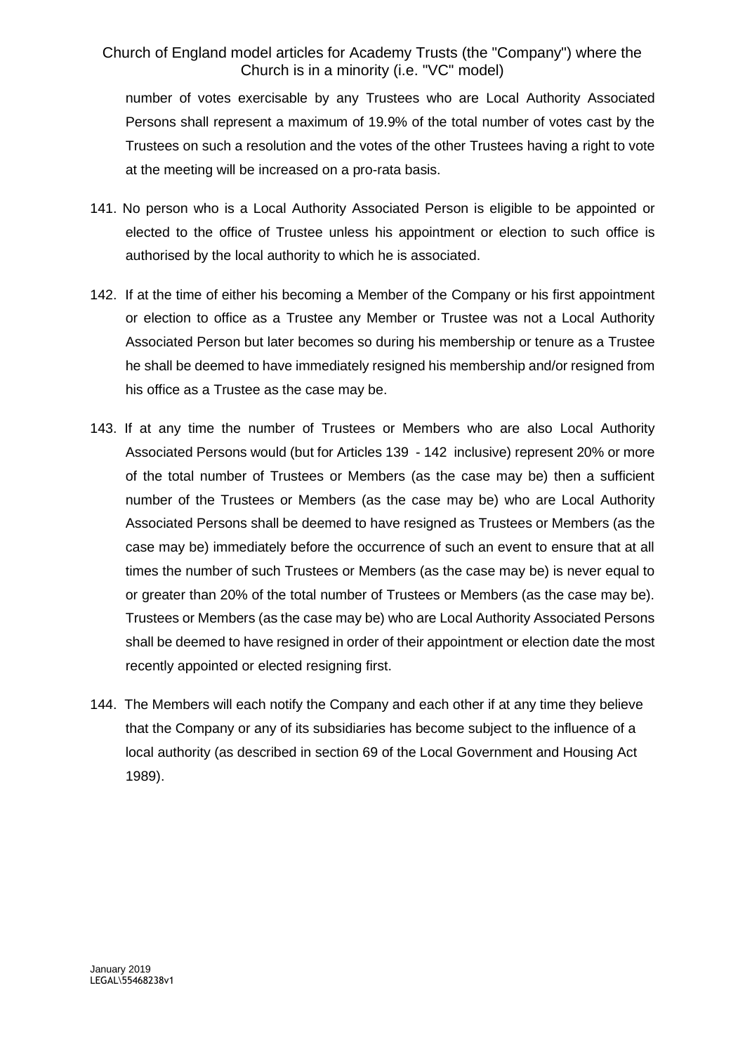number of votes exercisable by any Trustees who are Local Authority Associated Persons shall represent a maximum of 19.9% of the total number of votes cast by the Trustees on such a resolution and the votes of the other Trustees having a right to vote at the meeting will be increased on a pro-rata basis.

141. No person who is a Local Authority Associated Person is eligible to be appointed or elected to the office of Trustee unless his appointment or election to such office is authorised by the local authority to which he is associated.

142. If at the time of either his becoming a Member of the Company or his first appointment or election to office as a Trustee any Member or Trustee was not a Local Authority Associated Person but later becomes so during his membership or tenure as a Trustee he shall be deemed to have immediately resigned his membership and/or resigned from his office as a Trustee as the case may be.

143. If at any time the number of Trustees or Members who are also Local Authority Associated Persons would (but for Articles 139 - 142 inclusive) represent 20% or more of the total number of Trustees or Members (as the case may be) then a sufficient number of the Trustees or Members (as the case may be) who are Local Authority Associated Persons shall be deemed to have resigned as Trustees or Members (as the case may be) immediately before the occurrence of such an event to ensure that at all times the number of such Trustees or Members (as the case may be) is never equal to or greater than 20% of the total number of Trustees or Members (as the case may be). Trustees or Members (as the case may be) who are Local Authority Associated Persons shall be deemed to have resigned in order of their appointment or election date the most recently appointed or elected resigning first.

144. The Members will each notify the Company and each other if at any time they believe that the Company or any of its subsidiaries has become subject to the influence of a local authority (as described in section 69 of the Local Government and Housing Act 1989).